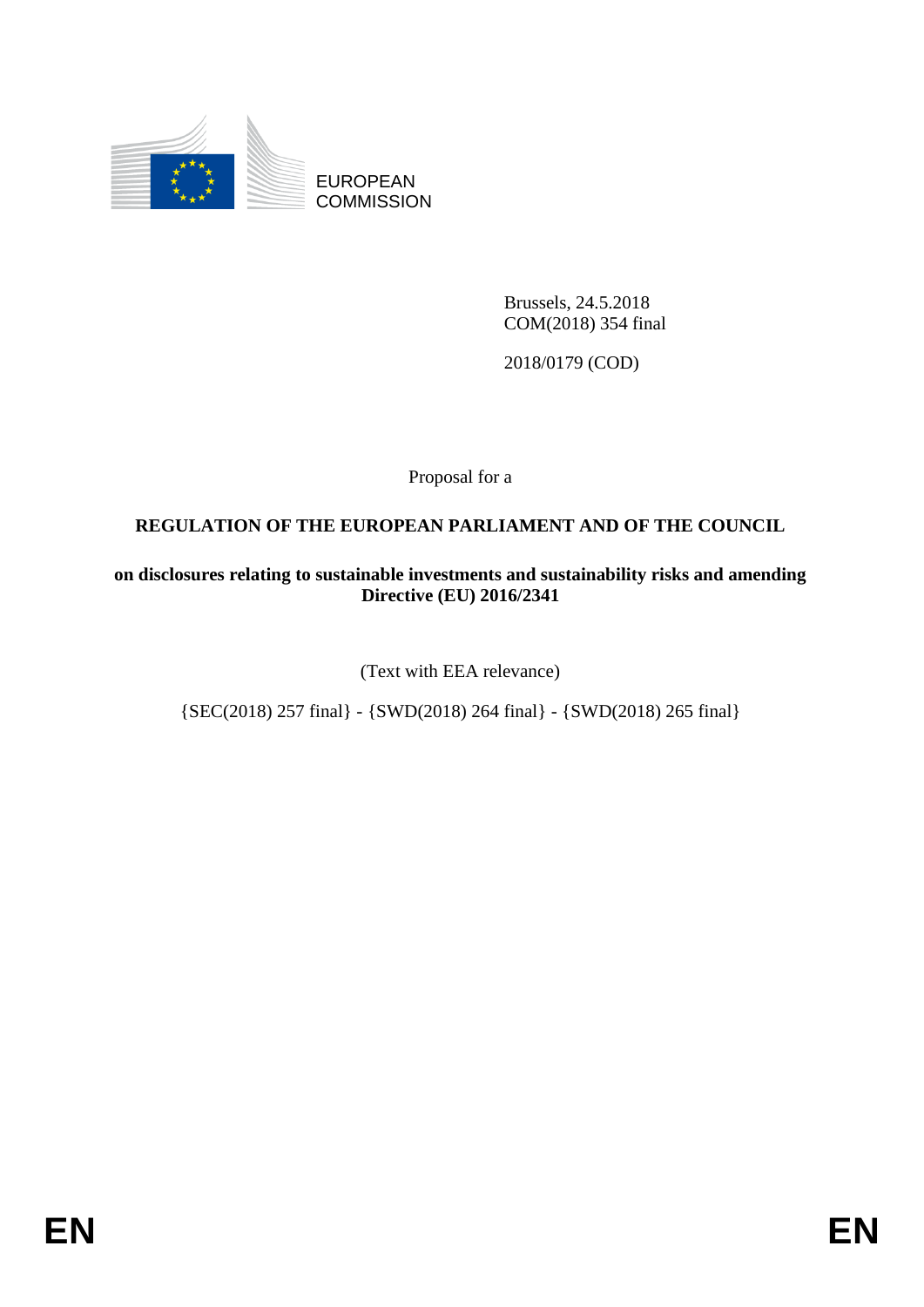EUROPEAN COMMISSION

Brussels, 24.5.2018
COM(2018) 354 final

2018/0179 (COD)

Proposal for a

**REGULATION OF THE EUROPEAN PARLIAMENT AND OF THE COUNCIL**

**on disclosures relating to sustainable investments and sustainability risks and amending Directive (EU) 2016/2341**

(Text with EEA relevance)

{SEC(2018) 257 final} - {SWD(2018) 264 final} - {SWD(2018) 265 final}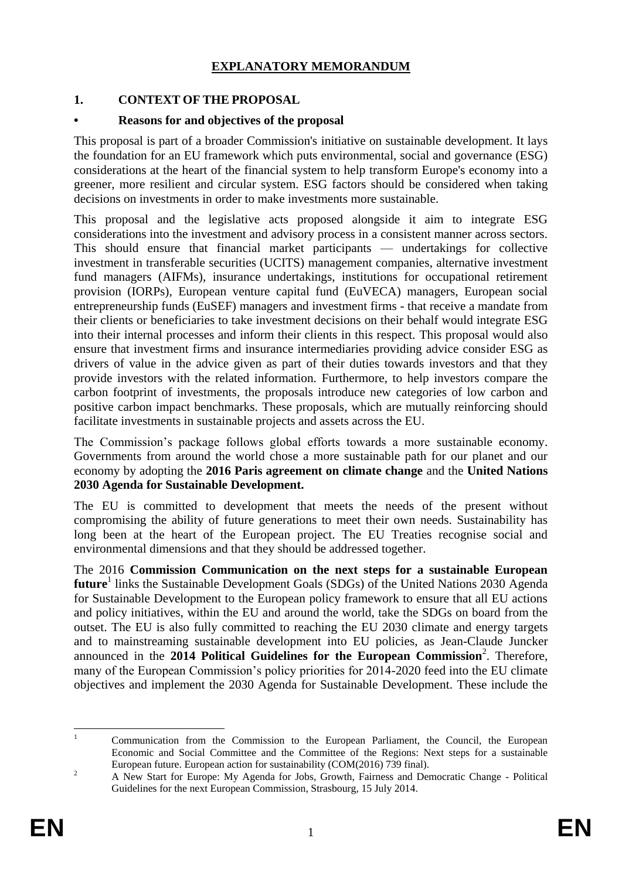# EXPLANATORY MEMORANDUM

## 1. CONTEXT OF THE PROPOSAL

### • Reasons for and objectives of the proposal

This proposal is part of a broader Commission's initiative on sustainable development. It lays the foundation for an EU framework which puts environmental, social and governance (ESG) considerations at the heart of the financial system to help transform Europe's economy into a greener, more resilient and circular system. ESG factors should be considered when taking decisions on investments in order to make investments more sustainable.

This proposal and the legislative acts proposed alongside it aim to integrate ESG considerations into the investment and advisory process in a consistent manner across sectors. This should ensure that financial market participants — undertakings for collective investment in transferable securities (UCITS) management companies, alternative investment fund managers (AIFMs), insurance undertakings, institutions for occupational retirement provision (IORPs), European venture capital fund (EuVECA) managers, European social entrepreneurship funds (EuSEF) managers and investment firms - that receive a mandate from their clients or beneficiaries to take investment decisions on their behalf would integrate ESG into their internal processes and inform their clients in this respect. This proposal would also ensure that investment firms and insurance intermediaries providing advice consider ESG as drivers of value in the advice given as part of their duties towards investors and that they provide investors with the related information. Furthermore, to help investors compare the carbon footprint of investments, the proposals introduce new categories of low carbon and positive carbon impact benchmarks. These proposals, which are mutually reinforcing should facilitate investments in sustainable projects and assets across the EU.

The Commission's package follows global efforts towards a more sustainable economy. Governments from around the world chose a more sustainable path for our planet and our economy by adopting the **2016 Paris agreement on climate change** and the **United Nations 2030 Agenda for Sustainable Development.**

The EU is committed to development that meets the needs of the present without compromising the ability of future generations to meet their own needs. Sustainability has long been at the heart of the European project. The EU Treaties recognise social and environmental dimensions and that they should be addressed together.

The 2016 **Commission Communication on the next steps for a sustainable European future**[1] links the Sustainable Development Goals (SDGs) of the United Nations 2030 Agenda for Sustainable Development to the European policy framework to ensure that all EU actions and policy initiatives, within the EU and around the world, take the SDGs on board from the outset. The EU is also fully committed to reaching the EU 2030 climate and energy targets and to mainstreaming sustainable development into EU policies, as Jean-Claude Juncker announced in the **2014 Political Guidelines for the European Commission**[2]. Therefore, many of the European Commission's policy priorities for 2014-2020 feed into the EU climate objectives and implement the 2030 Agenda for Sustainable Development. These include the

---

[1] Communication from the Commission to the European Parliament, the Council, the European Economic and Social Committee and the Committee of the Regions: Next steps for a sustainable European future. European action for sustainability (COM(2016) 739 final).

[2] A New Start for Europe: My Agenda for Jobs, Growth, Fairness and Democratic Change - Political Guidelines for the next European Commission, Strasbourg, 15 July 2014.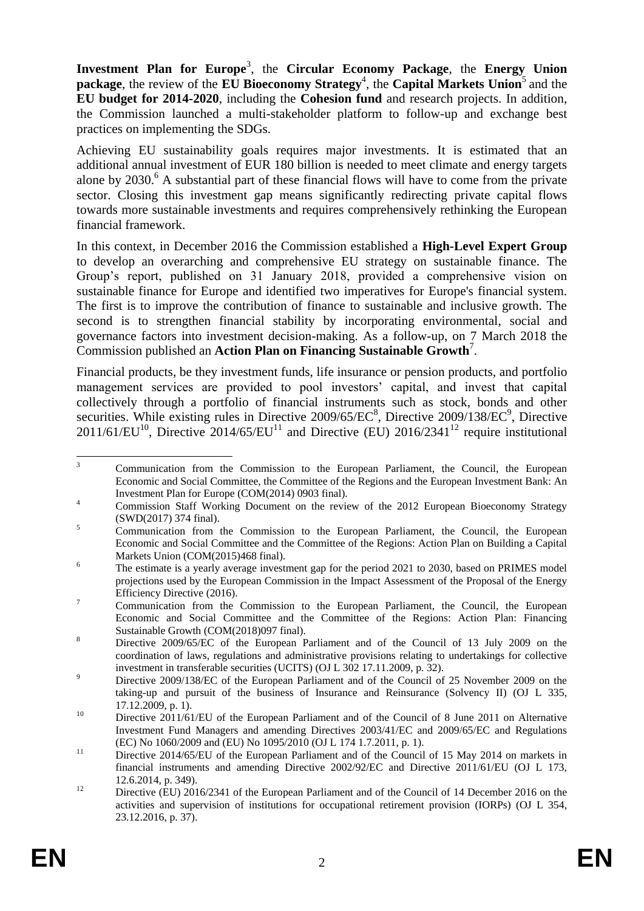**Investment Plan for Europe**[3], the **Circular Economy Package**, the **Energy Union package**, the review of the **EU Bioeconomy Strategy**[4], the **Capital Markets Union**[5] and the **EU budget for 2014-2020**, including the **Cohesion fund** and research projects. In addition, the Commission launched a multi-stakeholder platform to follow-up and exchange best practices on implementing the SDGs.

Achieving EU sustainability goals requires major investments. It is estimated that an additional annual investment of EUR 180 billion is needed to meet climate and energy targets alone by 2030.[6] A substantial part of these financial flows will have to come from the private sector. Closing this investment gap means significantly redirecting private capital flows towards more sustainable investments and requires comprehensively rethinking the European financial framework.

In this context, in December 2016 the Commission established a **High-Level Expert Group** to develop an overarching and comprehensive EU strategy on sustainable finance. The Group's report, published on 31 January 2018, provided a comprehensive vision on sustainable finance for Europe and identified two imperatives for Europe's financial system. The first is to improve the contribution of finance to sustainable and inclusive growth. The second is to strengthen financial stability by incorporating environmental, social and governance factors into investment decision-making. As a follow-up, on 7 March 2018 the Commission published an **Action Plan on Financing Sustainable Growth**[7].

Financial products, be they investment funds, life insurance or pension products, and portfolio management services are provided to pool investors' capital, and invest that capital collectively through a portfolio of financial instruments such as stock, bonds and other securities. While existing rules in Directive 2009/65/EC[8], Directive 2009/138/EC[9], Directive 2011/61/EU[10], Directive 2014/65/EU[11] and Directive (EU) 2016/2341[12] require institutional

---

[3] Communication from the Commission to the European Parliament, the Council, the European Economic and Social Committee, the Committee of the Regions and the European Investment Bank: An Investment Plan for Europe (COM(2014) 0903 final).

[4] Commission Staff Working Document on the review of the 2012 European Bioeconomy Strategy (SWD(2017) 374 final).

[5] Communication from the Commission to the European Parliament, the Council, the European Economic and Social Committee and the Committee of the Regions: Action Plan on Building a Capital Markets Union (COM(2015)468 final).

[6] The estimate is a yearly average investment gap for the period 2021 to 2030, based on PRIMES model projections used by the European Commission in the Impact Assessment of the Proposal of the Energy Efficiency Directive (2016).

[7] Communication from the Commission to the European Parliament, the Council, the European Economic and Social Committee and the Committee of the Regions: Action Plan: Financing Sustainable Growth (COM(2018)097 final).

[8] Directive 2009/65/EC of the European Parliament and of the Council of 13 July 2009 on the coordination of laws, regulations and administrative provisions relating to undertakings for collective investment in transferable securities (UCITS) (OJ L 302 17.11.2009, p. 32).

[9] Directive 2009/138/EC of the European Parliament and of the Council of 25 November 2009 on the taking-up and pursuit of the business of Insurance and Reinsurance (Solvency II) (OJ L 335, 17.12.2009, p. 1).

[10] Directive 2011/61/EU of the European Parliament and of the Council of 8 June 2011 on Alternative Investment Fund Managers and amending Directives 2003/41/EC and 2009/65/EC and Regulations (EC) No 1060/2009 and (EU) No 1095/2010 (OJ L 174 1.7.2011, p. 1).

[11] Directive 2014/65/EU of the European Parliament and of the Council of 15 May 2014 on markets in financial instruments and amending Directive 2002/92/EC and Directive 2011/61/EU (OJ L 173, 12.6.2014, p. 349).

[12] Directive (EU) 2016/2341 of the European Parliament and of the Council of 14 December 2016 on the activities and supervision of institutions for occupational retirement provision (IORPs) (OJ L 354, 23.12.2016, p. 37).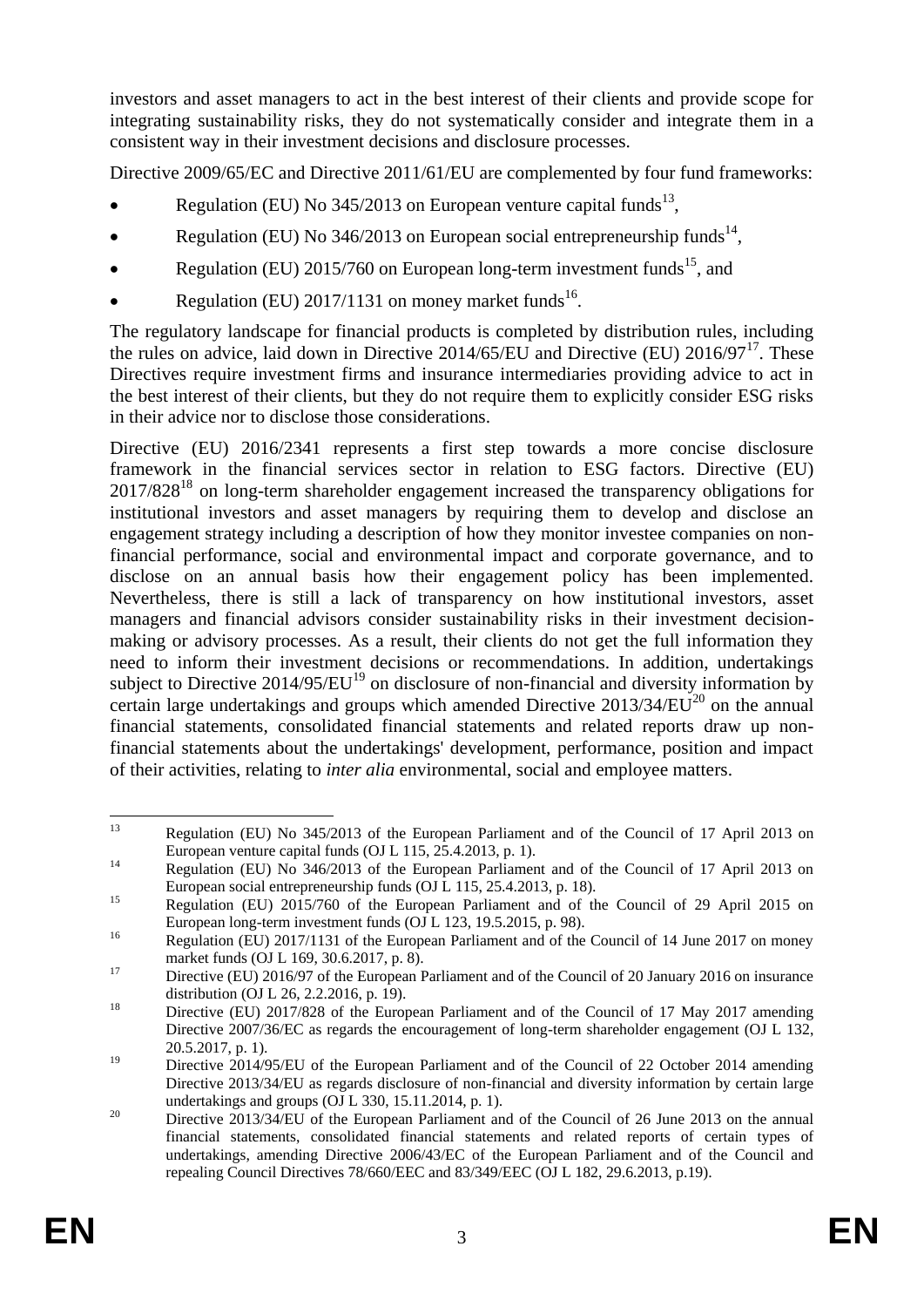investors and asset managers to act in the best interest of their clients and provide scope for integrating sustainability risks, they do not systematically consider and integrate them in a consistent way in their investment decisions and disclosure processes.

Directive 2009/65/EC and Directive 2011/61/EU are complemented by four fund frameworks:

- Regulation (EU) No 345/2013 on European venture capital funds[13],
- Regulation (EU) No 346/2013 on European social entrepreneurship funds[14],
- Regulation (EU) 2015/760 on European long-term investment funds[15], and
- Regulation (EU) 2017/1131 on money market funds[16].

The regulatory landscape for financial products is completed by distribution rules, including the rules on advice, laid down in Directive 2014/65/EU and Directive (EU) 2016/97[17]. These Directives require investment firms and insurance intermediaries providing advice to act in the best interest of their clients, but they do not require them to explicitly consider ESG risks in their advice nor to disclose those considerations.

Directive (EU) 2016/2341 represents a first step towards a more concise disclosure framework in the financial services sector in relation to ESG factors. Directive (EU) 2017/828[18] on long-term shareholder engagement increased the transparency obligations for institutional investors and asset managers by requiring them to develop and disclose an engagement strategy including a description of how they monitor investee companies on non-financial performance, social and environmental impact and corporate governance, and to disclose on an annual basis how their engagement policy has been implemented. Nevertheless, there is still a lack of transparency on how institutional investors, asset managers and financial advisors consider sustainability risks in their investment decision-making or advisory processes. As a result, their clients do not get the full information they need to inform their investment decisions or recommendations. In addition, undertakings subject to Directive 2014/95/EU[19] on disclosure of non-financial and diversity information by certain large undertakings and groups which amended Directive 2013/34/EU[20] on the annual financial statements, consolidated financial statements and related reports draw up non-financial statements about the undertakings' development, performance, position and impact of their activities, relating to *inter alia* environmental, social and employee matters.

---

[13] Regulation (EU) No 345/2013 of the European Parliament and of the Council of 17 April 2013 on European venture capital funds (OJ L 115, 25.4.2013, p. 1).

[14] Regulation (EU) No 346/2013 of the European Parliament and of the Council of 17 April 2013 on European social entrepreneurship funds (OJ L 115, 25.4.2013, p. 18).

[15] Regulation (EU) 2015/760 of the European Parliament and of the Council of 29 April 2015 on European long-term investment funds (OJ L 123, 19.5.2015, p. 98).

[16] Regulation (EU) 2017/1131 of the European Parliament and of the Council of 14 June 2017 on money market funds (OJ L 169, 30.6.2017, p. 8).

[17] Directive (EU) 2016/97 of the European Parliament and of the Council of 20 January 2016 on insurance distribution (OJ L 26, 2.2.2016, p. 19).

[18] Directive (EU) 2017/828 of the European Parliament and of the Council of 17 May 2017 amending Directive 2007/36/EC as regards the encouragement of long-term shareholder engagement (OJ L 132, 20.5.2017, p. 1).

[19] Directive 2014/95/EU of the European Parliament and of the Council of 22 October 2014 amending Directive 2013/34/EU as regards disclosure of non-financial and diversity information by certain large undertakings and groups (OJ L 330, 15.11.2014, p. 1).

[20] Directive 2013/34/EU of the European Parliament and of the Council of 26 June 2013 on the annual financial statements, consolidated financial statements and related reports of certain types of undertakings, amending Directive 2006/43/EC of the European Parliament and of the Council and repealing Council Directives 78/660/EEC and 83/349/EEC (OJ L 182, 29.6.2013, p.19).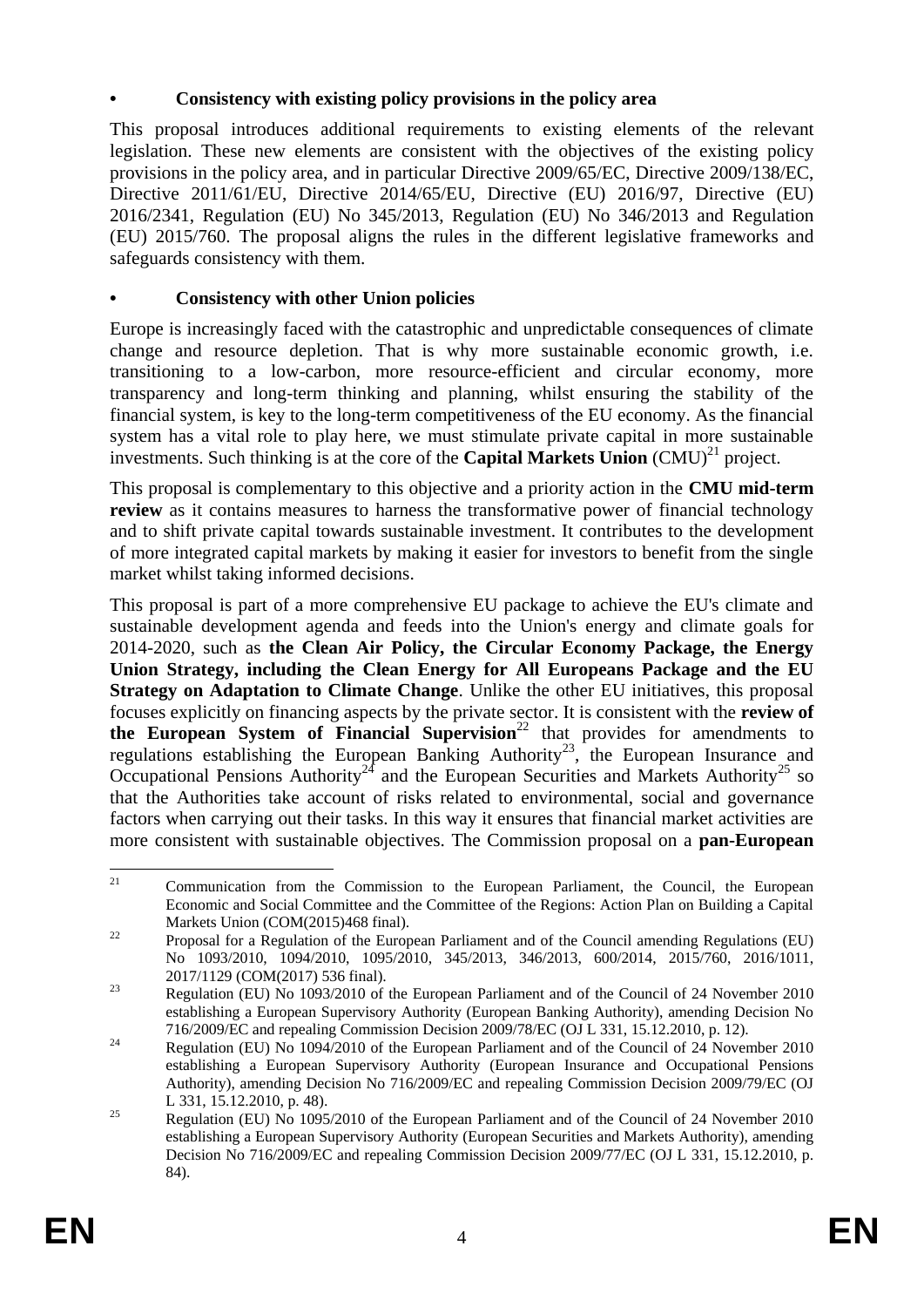- **Consistency with existing policy provisions in the policy area**

This proposal introduces additional requirements to existing elements of the relevant legislation. These new elements are consistent with the objectives of the existing policy provisions in the policy area, and in particular Directive 2009/65/EC, Directive 2009/138/EC, Directive 2011/61/EU, Directive 2014/65/EU, Directive (EU) 2016/97, Directive (EU) 2016/2341, Regulation (EU) No 345/2013, Regulation (EU) No 346/2013 and Regulation (EU) 2015/760. The proposal aligns the rules in the different legislative frameworks and safeguards consistency with them.

- **Consistency with other Union policies**

Europe is increasingly faced with the catastrophic and unpredictable consequences of climate change and resource depletion. That is why more sustainable economic growth, i.e. transitioning to a low-carbon, more resource-efficient and circular economy, more transparency and long-term thinking and planning, whilst ensuring the stability of the financial system, is key to the long-term competitiveness of the EU economy. As the financial system has a vital role to play here, we must stimulate private capital in more sustainable investments. Such thinking is at the core of the **Capital Markets Union** (CMU)[21] project.

This proposal is complementary to this objective and a priority action in the **CMU mid-term review** as it contains measures to harness the transformative power of financial technology and to shift private capital towards sustainable investment. It contributes to the development of more integrated capital markets by making it easier for investors to benefit from the single market whilst taking informed decisions.

This proposal is part of a more comprehensive EU package to achieve the EU's climate and sustainable development agenda and feeds into the Union's energy and climate goals for 2014-2020, such as **the Clean Air Policy, the Circular Economy Package, the Energy Union Strategy, including the Clean Energy for All Europeans Package and the EU Strategy on Adaptation to Climate Change**. Unlike the other EU initiatives, this proposal focuses explicitly on financing aspects by the private sector. It is consistent with the **review of the European System of Financial Supervision**[22] that provides for amendments to regulations establishing the European Banking Authority[23], the European Insurance and Occupational Pensions Authority[24] and the European Securities and Markets Authority[25] so that the Authorities take account of risks related to environmental, social and governance factors when carrying out their tasks. In this way it ensures that financial market activities are more consistent with sustainable objectives. The Commission proposal on a **pan-European**

[21] Communication from the Commission to the European Parliament, the Council, the European Economic and Social Committee and the Committee of the Regions: Action Plan on Building a Capital Markets Union (COM(2015)468 final).

[22] Proposal for a Regulation of the European Parliament and of the Council amending Regulations (EU) No 1093/2010, 1094/2010, 1095/2010, 345/2013, 346/2013, 600/2014, 2015/760, 2016/1011, 2017/1129 (COM(2017) 536 final).

[23] Regulation (EU) No 1093/2010 of the European Parliament and of the Council of 24 November 2010 establishing a European Supervisory Authority (European Banking Authority), amending Decision No 716/2009/EC and repealing Commission Decision 2009/78/EC (OJ L 331, 15.12.2010, p. 12).

[24] Regulation (EU) No 1094/2010 of the European Parliament and of the Council of 24 November 2010 establishing a European Supervisory Authority (European Insurance and Occupational Pensions Authority), amending Decision No 716/2009/EC and repealing Commission Decision 2009/79/EC (OJ L 331, 15.12.2010, p. 48).

[25] Regulation (EU) No 1095/2010 of the European Parliament and of the Council of 24 November 2010 establishing a European Supervisory Authority (European Securities and Markets Authority), amending Decision No 716/2009/EC and repealing Commission Decision 2009/77/EC (OJ L 331, 15.12.2010, p. 84).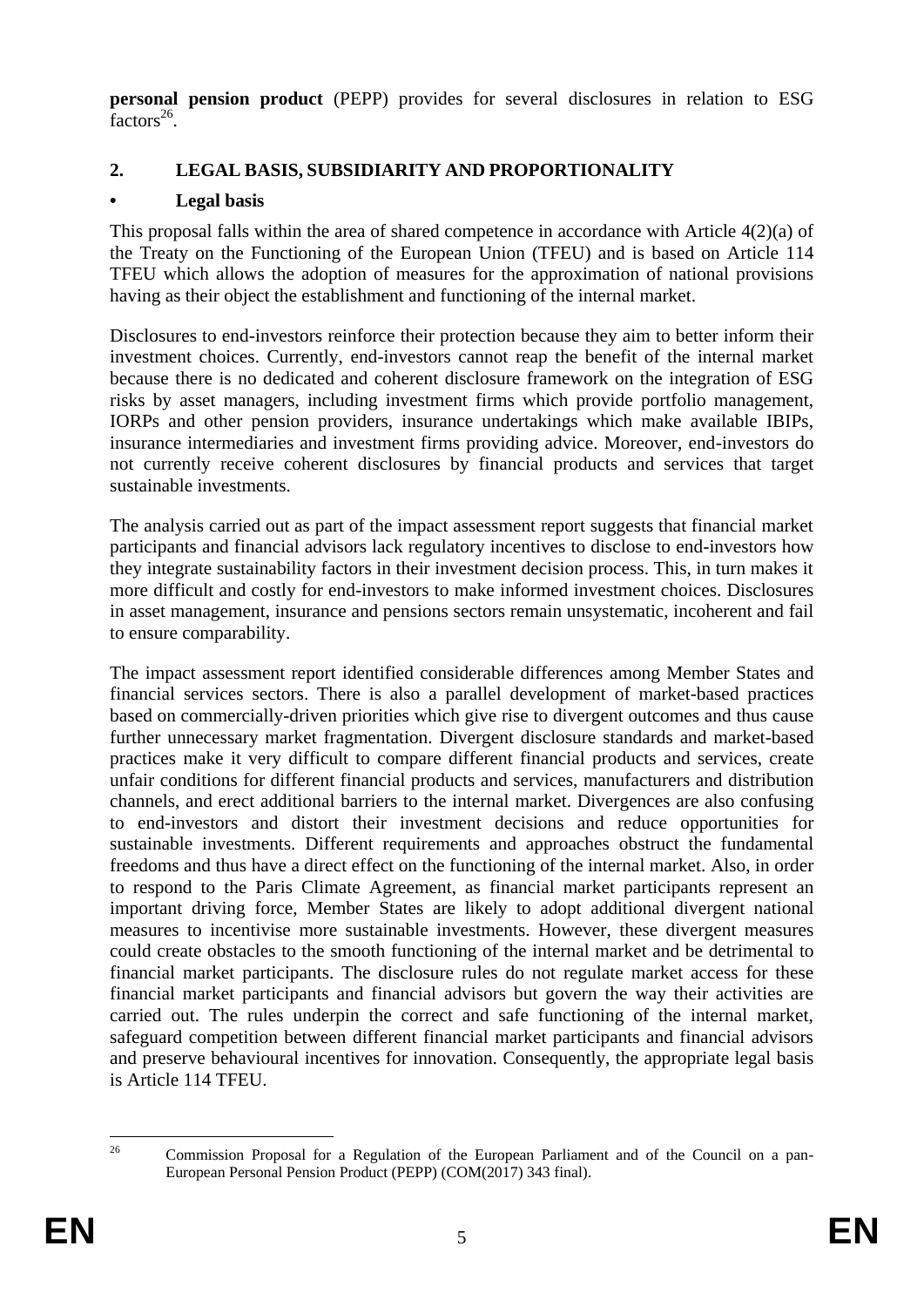**personal pension product** (PEPP) provides for several disclosures in relation to ESG factors[26].

## 2. LEGAL BASIS, SUBSIDIARITY AND PROPORTIONALITY

### • Legal basis

This proposal falls within the area of shared competence in accordance with Article 4(2)(a) of the Treaty on the Functioning of the European Union (TFEU) and is based on Article 114 TFEU which allows the adoption of measures for the approximation of national provisions having as their object the establishment and functioning of the internal market.

Disclosures to end-investors reinforce their protection because they aim to better inform their investment choices. Currently, end-investors cannot reap the benefit of the internal market because there is no dedicated and coherent disclosure framework on the integration of ESG risks by asset managers, including investment firms which provide portfolio management, IORPs and other pension providers, insurance undertakings which make available IBIPs, insurance intermediaries and investment firms providing advice. Moreover, end-investors do not currently receive coherent disclosures by financial products and services that target sustainable investments.

The analysis carried out as part of the impact assessment report suggests that financial market participants and financial advisors lack regulatory incentives to disclose to end-investors how they integrate sustainability factors in their investment decision process. This, in turn makes it more difficult and costly for end-investors to make informed investment choices. Disclosures in asset management, insurance and pensions sectors remain unsystematic, incoherent and fail to ensure comparability.

The impact assessment report identified considerable differences among Member States and financial services sectors. There is also a parallel development of market-based practices based on commercially-driven priorities which give rise to divergent outcomes and thus cause further unnecessary market fragmentation. Divergent disclosure standards and market-based practices make it very difficult to compare different financial products and services, create unfair conditions for different financial products and services, manufacturers and distribution channels, and erect additional barriers to the internal market. Divergences are also confusing to end-investors and distort their investment decisions and reduce opportunities for sustainable investments. Different requirements and approaches obstruct the fundamental freedoms and thus have a direct effect on the functioning of the internal market. Also, in order to respond to the Paris Climate Agreement, as financial market participants represent an important driving force, Member States are likely to adopt additional divergent national measures to incentivise more sustainable investments. However, these divergent measures could create obstacles to the smooth functioning of the internal market and be detrimental to financial market participants. The disclosure rules do not regulate market access for these financial market participants and financial advisors but govern the way their activities are carried out. The rules underpin the correct and safe functioning of the internal market, safeguard competition between different financial market participants and financial advisors and preserve behavioural incentives for innovation. Consequently, the appropriate legal basis is Article 114 TFEU.

---

[26] Commission Proposal for a Regulation of the European Parliament and of the Council on a pan-European Personal Pension Product (PEPP) (COM(2017) 343 final).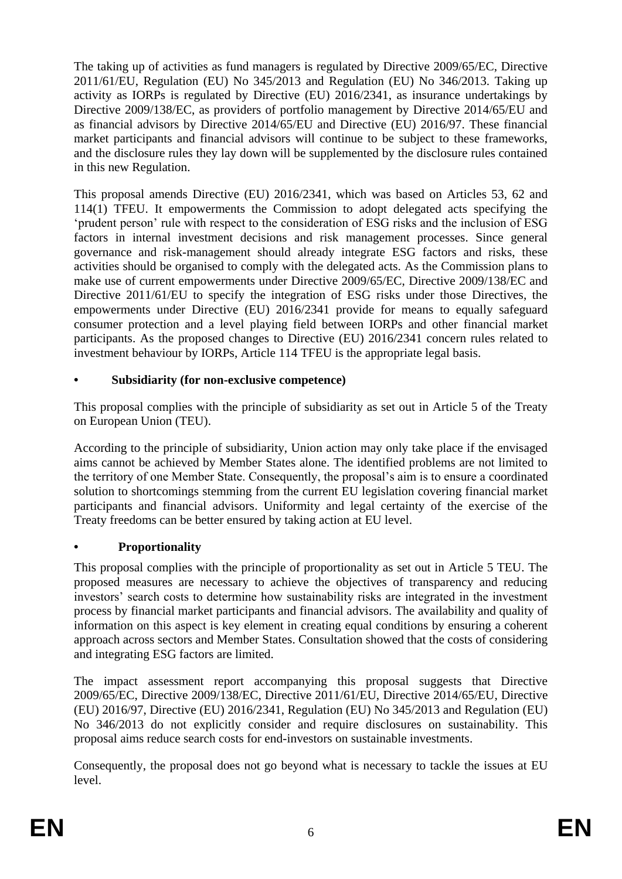The taking up of activities as fund managers is regulated by Directive 2009/65/EC, Directive 2011/61/EU, Regulation (EU) No 345/2013 and Regulation (EU) No 346/2013. Taking up activity as IORPs is regulated by Directive (EU) 2016/2341, as insurance undertakings by Directive 2009/138/EC, as providers of portfolio management by Directive 2014/65/EU and as financial advisors by Directive 2014/65/EU and Directive (EU) 2016/97. These financial market participants and financial advisors will continue to be subject to these frameworks, and the disclosure rules they lay down will be supplemented by the disclosure rules contained in this new Regulation.

This proposal amends Directive (EU) 2016/2341, which was based on Articles 53, 62 and 114(1) TFEU. It empowerments the Commission to adopt delegated acts specifying the 'prudent person' rule with respect to the consideration of ESG risks and the inclusion of ESG factors in internal investment decisions and risk management processes. Since general governance and risk-management should already integrate ESG factors and risks, these activities should be organised to comply with the delegated acts. As the Commission plans to make use of current empowerments under Directive 2009/65/EC, Directive 2009/138/EC and Directive 2011/61/EU to specify the integration of ESG risks under those Directives, the empowerments under Directive (EU) 2016/2341 provide for means to equally safeguard consumer protection and a level playing field between IORPs and other financial market participants. As the proposed changes to Directive (EU) 2016/2341 concern rules related to investment behaviour by IORPs, Article 114 TFEU is the appropriate legal basis.

- **Subsidiarity (for non-exclusive competence)**

This proposal complies with the principle of subsidiarity as set out in Article 5 of the Treaty on European Union (TEU).

According to the principle of subsidiarity, Union action may only take place if the envisaged aims cannot be achieved by Member States alone. The identified problems are not limited to the territory of one Member State. Consequently, the proposal's aim is to ensure a coordinated solution to shortcomings stemming from the current EU legislation covering financial market participants and financial advisors. Uniformity and legal certainty of the exercise of the Treaty freedoms can be better ensured by taking action at EU level.

- **Proportionality**

This proposal complies with the principle of proportionality as set out in Article 5 TEU. The proposed measures are necessary to achieve the objectives of transparency and reducing investors' search costs to determine how sustainability risks are integrated in the investment process by financial market participants and financial advisors. The availability and quality of information on this aspect is key element in creating equal conditions by ensuring a coherent approach across sectors and Member States. Consultation showed that the costs of considering and integrating ESG factors are limited.

The impact assessment report accompanying this proposal suggests that Directive 2009/65/EC, Directive 2009/138/EC, Directive 2011/61/EU, Directive 2014/65/EU, Directive (EU) 2016/97, Directive (EU) 2016/2341, Regulation (EU) No 345/2013 and Regulation (EU) No 346/2013 do not explicitly consider and require disclosures on sustainability. This proposal aims reduce search costs for end-investors on sustainable investments.

Consequently, the proposal does not go beyond what is necessary to tackle the issues at EU level.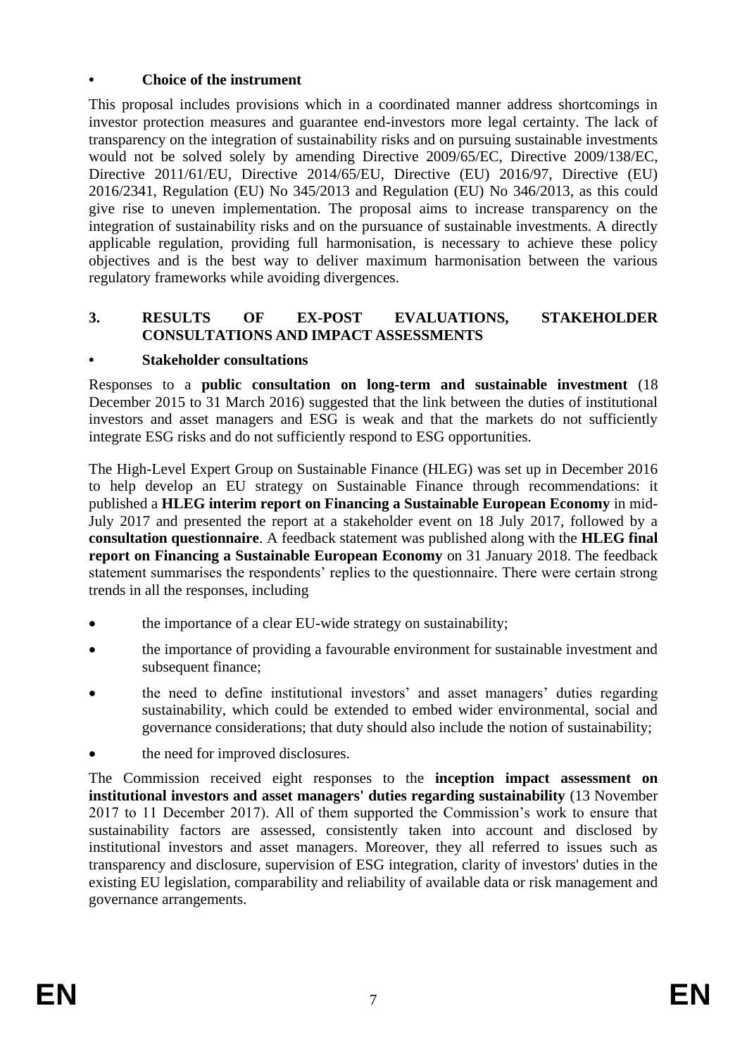- **Choice of the instrument**

This proposal includes provisions which in a coordinated manner address shortcomings in investor protection measures and guarantee end-investors more legal certainty. The lack of transparency on the integration of sustainability risks and on pursuing sustainable investments would not be solved solely by amending Directive 2009/65/EC, Directive 2009/138/EC, Directive 2011/61/EU, Directive 2014/65/EU, Directive (EU) 2016/97, Directive (EU) 2016/2341, Regulation (EU) No 345/2013 and Regulation (EU) No 346/2013, as this could give rise to uneven implementation. The proposal aims to increase transparency on the integration of sustainability risks and on the pursuance of sustainable investments. A directly applicable regulation, providing full harmonisation, is necessary to achieve these policy objectives and is the best way to deliver maximum harmonisation between the various regulatory frameworks while avoiding divergences.

## 3. RESULTS OF EX-POST EVALUATIONS, STAKEHOLDER CONSULTATIONS AND IMPACT ASSESSMENTS

- **Stakeholder consultations**

Responses to a **public consultation on long-term and sustainable investment** (18 December 2015 to 31 March 2016) suggested that the link between the duties of institutional investors and asset managers and ESG is weak and that the markets do not sufficiently integrate ESG risks and do not sufficiently respond to ESG opportunities.

The High-Level Expert Group on Sustainable Finance (HLEG) was set up in December 2016 to help develop an EU strategy on Sustainable Finance through recommendations: it published a **HLEG interim report on Financing a Sustainable European Economy** in mid-July 2017 and presented the report at a stakeholder event on 18 July 2017, followed by a **consultation questionnaire**. A feedback statement was published along with the **HLEG final report on Financing a Sustainable European Economy** on 31 January 2018. The feedback statement summarises the respondents' replies to the questionnaire. There were certain strong trends in all the responses, including

- the importance of a clear EU-wide strategy on sustainability;
- the importance of providing a favourable environment for sustainable investment and subsequent finance;
- the need to define institutional investors' and asset managers' duties regarding sustainability, which could be extended to embed wider environmental, social and governance considerations; that duty should also include the notion of sustainability;
- the need for improved disclosures.

The Commission received eight responses to the **inception impact assessment on institutional investors and asset managers' duties regarding sustainability** (13 November 2017 to 11 December 2017). All of them supported the Commission's work to ensure that sustainability factors are assessed, consistently taken into account and disclosed by institutional investors and asset managers. Moreover, they all referred to issues such as transparency and disclosure, supervision of ESG integration, clarity of investors' duties in the existing EU legislation, comparability and reliability of available data or risk management and governance arrangements.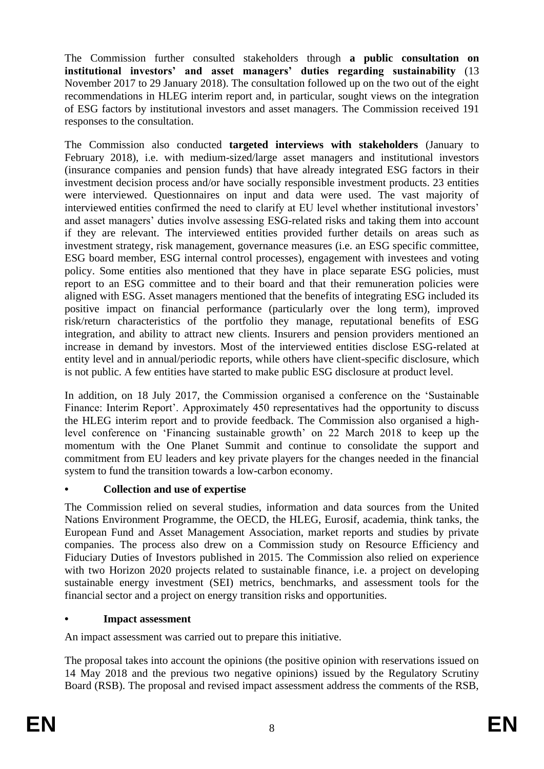The Commission further consulted stakeholders through **a public consultation on institutional investors' and asset managers' duties regarding sustainability** (13 November 2017 to 29 January 2018). The consultation followed up on the two out of the eight recommendations in HLEG interim report and, in particular, sought views on the integration of ESG factors by institutional investors and asset managers. The Commission received 191 responses to the consultation.

The Commission also conducted **targeted interviews with stakeholders** (January to February 2018), i.e. with medium-sized/large asset managers and institutional investors (insurance companies and pension funds) that have already integrated ESG factors in their investment decision process and/or have socially responsible investment products. 23 entities were interviewed. Questionnaires on input and data were used. The vast majority of interviewed entities confirmed the need to clarify at EU level whether institutional investors' and asset managers' duties involve assessing ESG-related risks and taking them into account if they are relevant. The interviewed entities provided further details on areas such as investment strategy, risk management, governance measures (i.e. an ESG specific committee, ESG board member, ESG internal control processes), engagement with investees and voting policy. Some entities also mentioned that they have in place separate ESG policies, must report to an ESG committee and to their board and that their remuneration policies were aligned with ESG. Asset managers mentioned that the benefits of integrating ESG included its positive impact on financial performance (particularly over the long term), improved risk/return characteristics of the portfolio they manage, reputational benefits of ESG integration, and ability to attract new clients. Insurers and pension providers mentioned an increase in demand by investors. Most of the interviewed entities disclose ESG-related at entity level and in annual/periodic reports, while others have client-specific disclosure, which is not public. A few entities have started to make public ESG disclosure at product level.

In addition, on 18 July 2017, the Commission organised a conference on the 'Sustainable Finance: Interim Report'. Approximately 450 representatives had the opportunity to discuss the HLEG interim report and to provide feedback. The Commission also organised a high-level conference on 'Financing sustainable growth' on 22 March 2018 to keep up the momentum with the One Planet Summit and continue to consolidate the support and commitment from EU leaders and key private players for the changes needed in the financial system to fund the transition towards a low-carbon economy.

- **Collection and use of expertise**

The Commission relied on several studies, information and data sources from the United Nations Environment Programme, the OECD, the HLEG, Eurosif, academia, think tanks, the European Fund and Asset Management Association, market reports and studies by private companies. The process also drew on a Commission study on Resource Efficiency and Fiduciary Duties of Investors published in 2015. The Commission also relied on experience with two Horizon 2020 projects related to sustainable finance, i.e. a project on developing sustainable energy investment (SEI) metrics, benchmarks, and assessment tools for the financial sector and a project on energy transition risks and opportunities.

- **Impact assessment**

An impact assessment was carried out to prepare this initiative.

The proposal takes into account the opinions (the positive opinion with reservations issued on 14 May 2018 and the previous two negative opinions) issued by the Regulatory Scrutiny Board (RSB). The proposal and revised impact assessment address the comments of the RSB,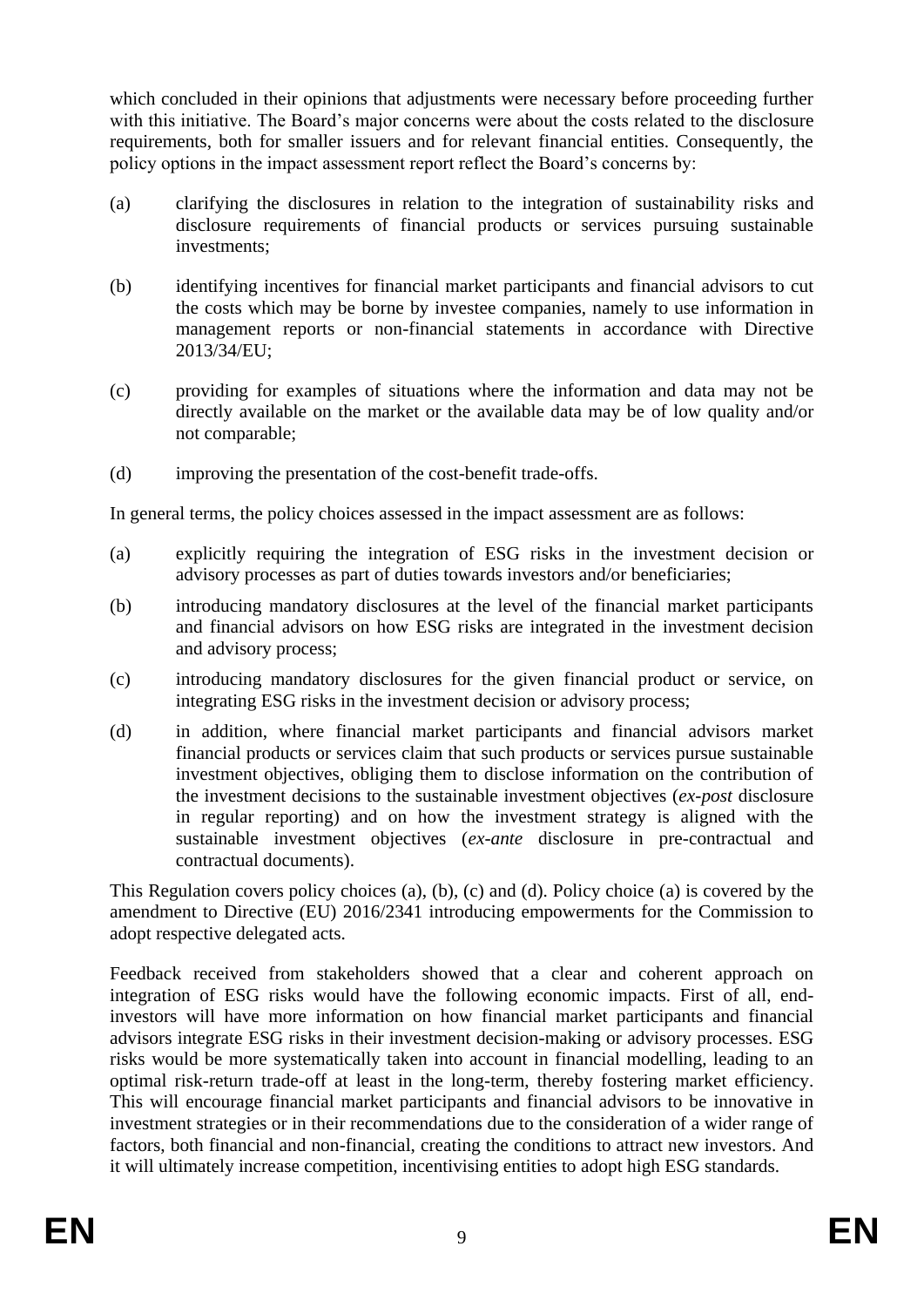which concluded in their opinions that adjustments were necessary before proceeding further with this initiative. The Board's major concerns were about the costs related to the disclosure requirements, both for smaller issuers and for relevant financial entities. Consequently, the policy options in the impact assessment report reflect the Board's concerns by:

(a) clarifying the disclosures in relation to the integration of sustainability risks and disclosure requirements of financial products or services pursuing sustainable investments;

(b) identifying incentives for financial market participants and financial advisors to cut the costs which may be borne by investee companies, namely to use information in management reports or non-financial statements in accordance with Directive 2013/34/EU;

(c) providing for examples of situations where the information and data may not be directly available on the market or the available data may be of low quality and/or not comparable;

(d) improving the presentation of the cost-benefit trade-offs.

In general terms, the policy choices assessed in the impact assessment are as follows:

(a) explicitly requiring the integration of ESG risks in the investment decision or advisory processes as part of duties towards investors and/or beneficiaries;

(b) introducing mandatory disclosures at the level of the financial market participants and financial advisors on how ESG risks are integrated in the investment decision and advisory process;

(c) introducing mandatory disclosures for the given financial product or service, on integrating ESG risks in the investment decision or advisory process;

(d) in addition, where financial market participants and financial advisors market financial products or services claim that such products or services pursue sustainable investment objectives, obliging them to disclose information on the contribution of the investment decisions to the sustainable investment objectives (*ex-post* disclosure in regular reporting) and on how the investment strategy is aligned with the sustainable investment objectives (*ex-ante* disclosure in pre-contractual and contractual documents).

This Regulation covers policy choices (a), (b), (c) and (d). Policy choice (a) is covered by the amendment to Directive (EU) 2016/2341 introducing empowerments for the Commission to adopt respective delegated acts.

Feedback received from stakeholders showed that a clear and coherent approach on integration of ESG risks would have the following economic impacts. First of all, end-investors will have more information on how financial market participants and financial advisors integrate ESG risks in their investment decision-making or advisory processes. ESG risks would be more systematically taken into account in financial modelling, leading to an optimal risk-return trade-off at least in the long-term, thereby fostering market efficiency. This will encourage financial market participants and financial advisors to be innovative in investment strategies or in their recommendations due to the consideration of a wider range of factors, both financial and non-financial, creating the conditions to attract new investors. And it will ultimately increase competition, incentivising entities to adopt high ESG standards.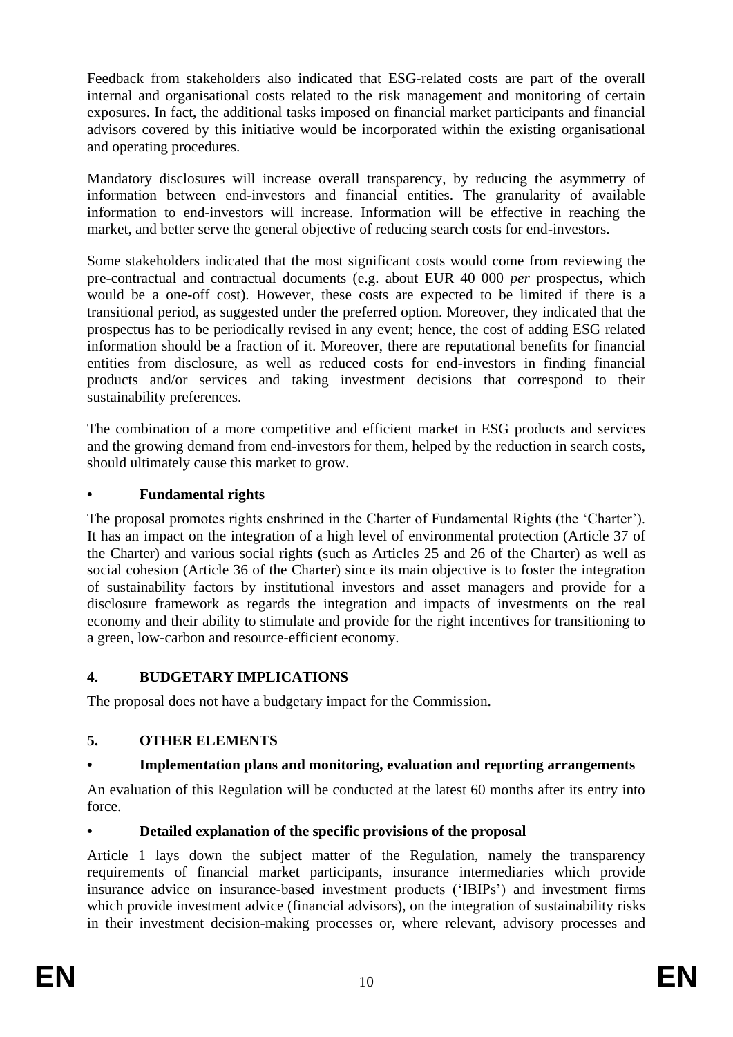Feedback from stakeholders also indicated that ESG-related costs are part of the overall internal and organisational costs related to the risk management and monitoring of certain exposures. In fact, the additional tasks imposed on financial market participants and financial advisors covered by this initiative would be incorporated within the existing organisational and operating procedures.

Mandatory disclosures will increase overall transparency, by reducing the asymmetry of information between end-investors and financial entities. The granularity of available information to end-investors will increase. Information will be effective in reaching the market, and better serve the general objective of reducing search costs for end-investors.

Some stakeholders indicated that the most significant costs would come from reviewing the pre-contractual and contractual documents (e.g. about EUR 40 000 *per* prospectus, which would be a one-off cost). However, these costs are expected to be limited if there is a transitional period, as suggested under the preferred option. Moreover, they indicated that the prospectus has to be periodically revised in any event; hence, the cost of adding ESG related information should be a fraction of it. Moreover, there are reputational benefits for financial entities from disclosure, as well as reduced costs for end-investors in finding financial products and/or services and taking investment decisions that correspond to their sustainability preferences.

The combination of a more competitive and efficient market in ESG products and services and the growing demand from end-investors for them, helped by the reduction in search costs, should ultimately cause this market to grow.

- **Fundamental rights**

The proposal promotes rights enshrined in the Charter of Fundamental Rights (the 'Charter'). It has an impact on the integration of a high level of environmental protection (Article 37 of the Charter) and various social rights (such as Articles 25 and 26 of the Charter) as well as social cohesion (Article 36 of the Charter) since its main objective is to foster the integration of sustainability factors by institutional investors and asset managers and provide for a disclosure framework as regards the integration and impacts of investments on the real economy and their ability to stimulate and provide for the right incentives for transitioning to a green, low-carbon and resource-efficient economy.

## 4. BUDGETARY IMPLICATIONS

The proposal does not have a budgetary impact for the Commission.

## 5. OTHER ELEMENTS

- **Implementation plans and monitoring, evaluation and reporting arrangements**

An evaluation of this Regulation will be conducted at the latest 60 months after its entry into force.

- **Detailed explanation of the specific provisions of the proposal**

Article 1 lays down the subject matter of the Regulation, namely the transparency requirements of financial market participants, insurance intermediaries which provide insurance advice on insurance-based investment products ('IBIPs') and investment firms which provide investment advice (financial advisors), on the integration of sustainability risks in their investment decision-making processes or, where relevant, advisory processes and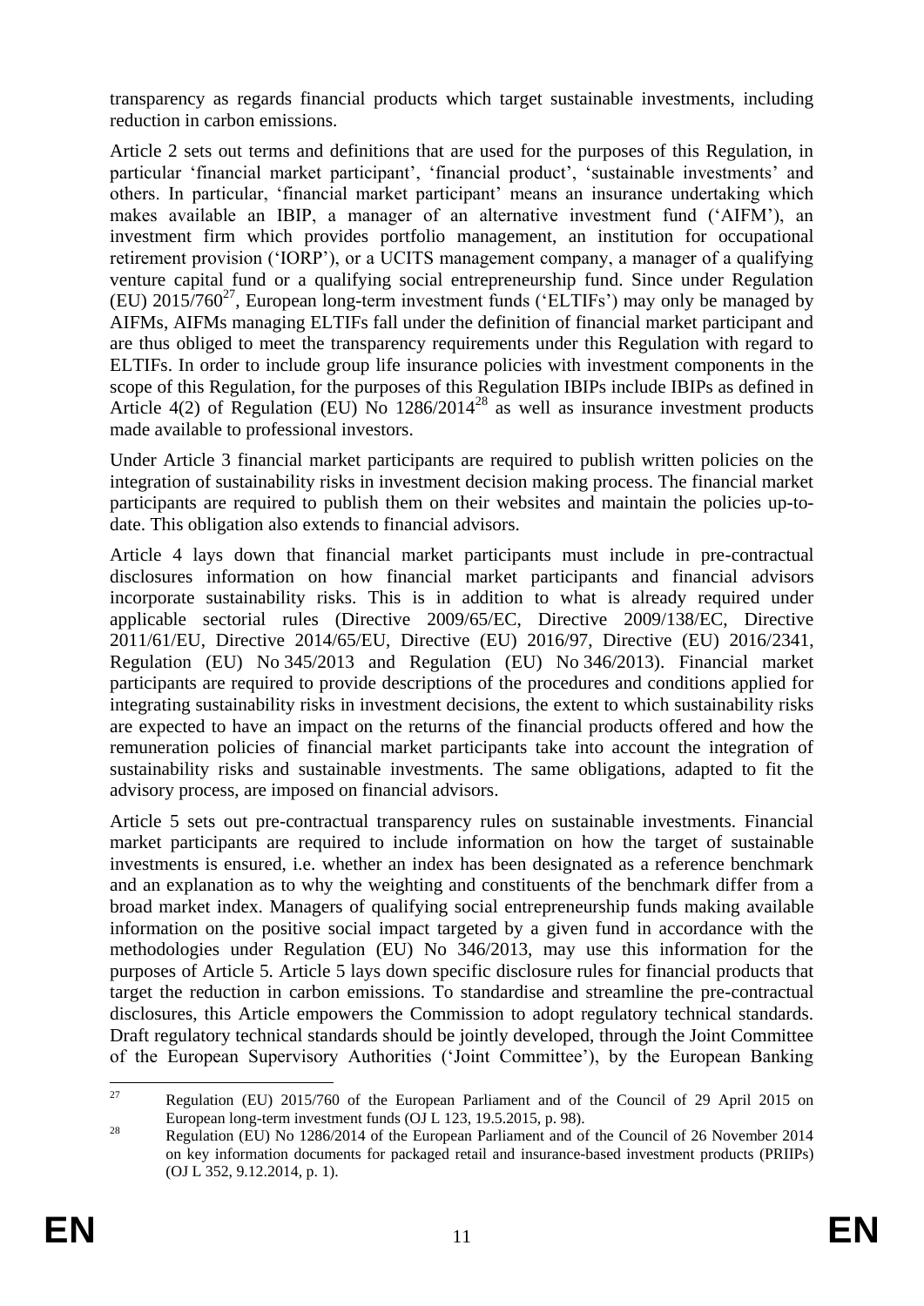transparency as regards financial products which target sustainable investments, including reduction in carbon emissions.

Article 2 sets out terms and definitions that are used for the purposes of this Regulation, in particular 'financial market participant', 'financial product', 'sustainable investments' and others. In particular, 'financial market participant' means an insurance undertaking which makes available an IBIP, a manager of an alternative investment fund ('AIFM'), an investment firm which provides portfolio management, an institution for occupational retirement provision ('IORP'), or a UCITS management company, a manager of a qualifying venture capital fund or a qualifying social entrepreneurship fund. Since under Regulation (EU) 2015/760[27], European long-term investment funds ('ELTIFs') may only be managed by AIFMs, AIFMs managing ELTIFs fall under the definition of financial market participant and are thus obliged to meet the transparency requirements under this Regulation with regard to ELTIFs. In order to include group life insurance policies with investment components in the scope of this Regulation, for the purposes of this Regulation IBIPs include IBIPs as defined in Article 4(2) of Regulation (EU) No 1286/2014[28] as well as insurance investment products made available to professional investors.

Under Article 3 financial market participants are required to publish written policies on the integration of sustainability risks in investment decision making process. The financial market participants are required to publish them on their websites and maintain the policies up-to-date. This obligation also extends to financial advisors.

Article 4 lays down that financial market participants must include in pre-contractual disclosures information on how financial market participants and financial advisors incorporate sustainability risks. This is in addition to what is already required under applicable sectorial rules (Directive 2009/65/EC, Directive 2009/138/EC, Directive 2011/61/EU, Directive 2014/65/EU, Directive (EU) 2016/97, Directive (EU) 2016/2341, Regulation (EU) No 345/2013 and Regulation (EU) No 346/2013). Financial market participants are required to provide descriptions of the procedures and conditions applied for integrating sustainability risks in investment decisions, the extent to which sustainability risks are expected to have an impact on the returns of the financial products offered and how the remuneration policies of financial market participants take into account the integration of sustainability risks and sustainable investments. The same obligations, adapted to fit the advisory process, are imposed on financial advisors.

Article 5 sets out pre-contractual transparency rules on sustainable investments. Financial market participants are required to include information on how the target of sustainable investments is ensured, i.e. whether an index has been designated as a reference benchmark and an explanation as to why the weighting and constituents of the benchmark differ from a broad market index. Managers of qualifying social entrepreneurship funds making available information on the positive social impact targeted by a given fund in accordance with the methodologies under Regulation (EU) No 346/2013, may use this information for the purposes of Article 5. Article 5 lays down specific disclosure rules for financial products that target the reduction in carbon emissions. To standardise and streamline the pre-contractual disclosures, this Article empowers the Commission to adopt regulatory technical standards. Draft regulatory technical standards should be jointly developed, through the Joint Committee of the European Supervisory Authorities ('Joint Committee'), by the European Banking

---

[27] Regulation (EU) 2015/760 of the European Parliament and of the Council of 29 April 2015 on European long-term investment funds (OJ L 123, 19.5.2015, p. 98).

[28] Regulation (EU) No 1286/2014 of the European Parliament and of the Council of 26 November 2014 on key information documents for packaged retail and insurance-based investment products (PRIIPs) (OJ L 352, 9.12.2014, p. 1).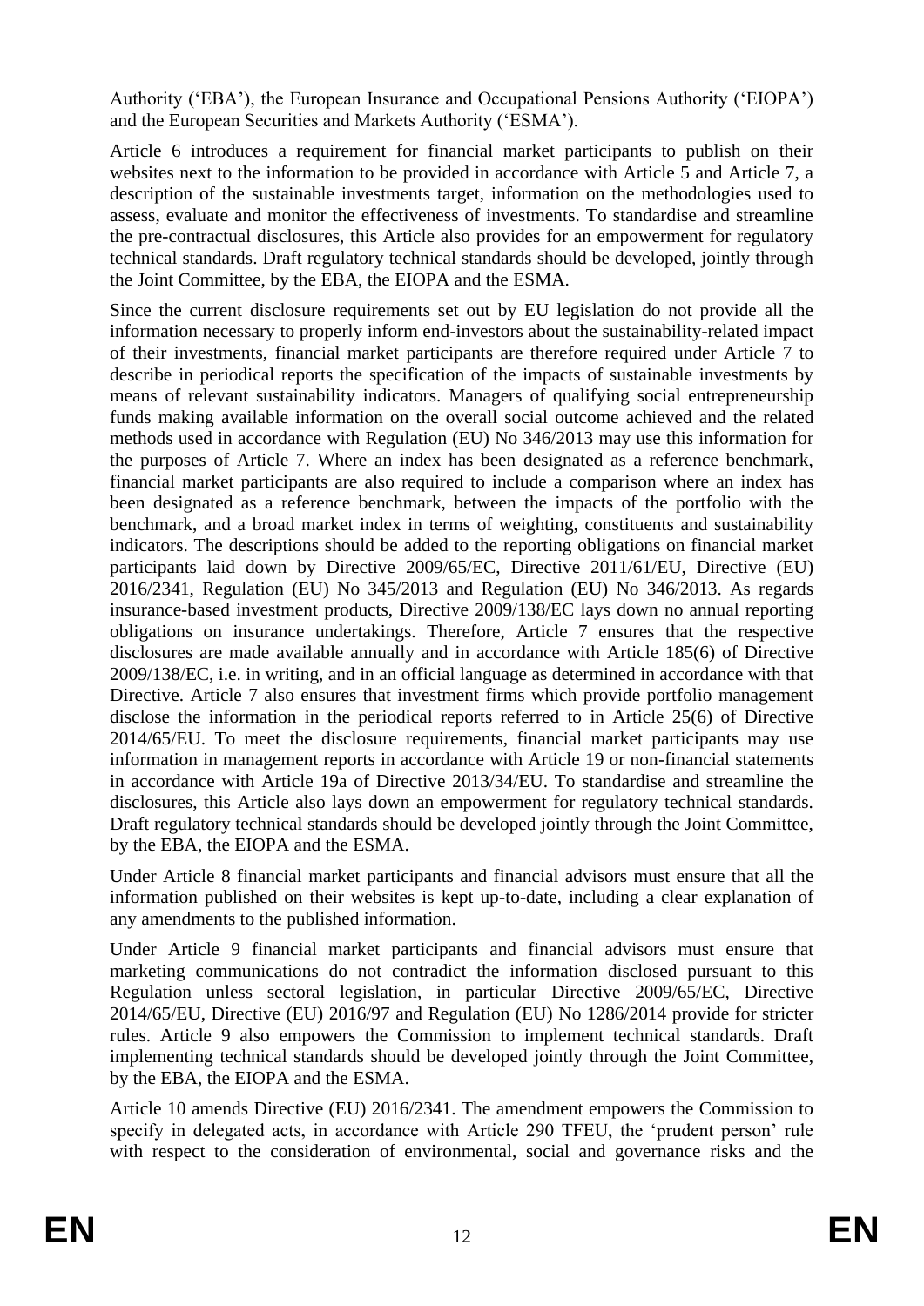Authority ('EBA'), the European Insurance and Occupational Pensions Authority ('EIOPA') and the European Securities and Markets Authority ('ESMA').

Article 6 introduces a requirement for financial market participants to publish on their websites next to the information to be provided in accordance with Article 5 and Article 7, a description of the sustainable investments target, information on the methodologies used to assess, evaluate and monitor the effectiveness of investments. To standardise and streamline the pre-contractual disclosures, this Article also provides for an empowerment for regulatory technical standards. Draft regulatory technical standards should be developed, jointly through the Joint Committee, by the EBA, the EIOPA and the ESMA.

Since the current disclosure requirements set out by EU legislation do not provide all the information necessary to properly inform end-investors about the sustainability-related impact of their investments, financial market participants are therefore required under Article 7 to describe in periodical reports the specification of the impacts of sustainable investments by means of relevant sustainability indicators. Managers of qualifying social entrepreneurship funds making available information on the overall social outcome achieved and the related methods used in accordance with Regulation (EU) No 346/2013 may use this information for the purposes of Article 7. Where an index has been designated as a reference benchmark, financial market participants are also required to include a comparison where an index has been designated as a reference benchmark, between the impacts of the portfolio with the benchmark, and a broad market index in terms of weighting, constituents and sustainability indicators. The descriptions should be added to the reporting obligations on financial market participants laid down by Directive 2009/65/EC, Directive 2011/61/EU, Directive (EU) 2016/2341, Regulation (EU) No 345/2013 and Regulation (EU) No 346/2013. As regards insurance-based investment products, Directive 2009/138/EC lays down no annual reporting obligations on insurance undertakings. Therefore, Article 7 ensures that the respective disclosures are made available annually and in accordance with Article 185(6) of Directive 2009/138/EC, i.e. in writing, and in an official language as determined in accordance with that Directive. Article 7 also ensures that investment firms which provide portfolio management disclose the information in the periodical reports referred to in Article 25(6) of Directive 2014/65/EU. To meet the disclosure requirements, financial market participants may use information in management reports in accordance with Article 19 or non-financial statements in accordance with Article 19a of Directive 2013/34/EU. To standardise and streamline the disclosures, this Article also lays down an empowerment for regulatory technical standards. Draft regulatory technical standards should be developed jointly through the Joint Committee, by the EBA, the EIOPA and the ESMA.

Under Article 8 financial market participants and financial advisors must ensure that all the information published on their websites is kept up-to-date, including a clear explanation of any amendments to the published information.

Under Article 9 financial market participants and financial advisors must ensure that marketing communications do not contradict the information disclosed pursuant to this Regulation unless sectoral legislation, in particular Directive 2009/65/EC, Directive 2014/65/EU, Directive (EU) 2016/97 and Regulation (EU) No 1286/2014 provide for stricter rules. Article 9 also empowers the Commission to implement technical standards. Draft implementing technical standards should be developed jointly through the Joint Committee, by the EBA, the EIOPA and the ESMA.

Article 10 amends Directive (EU) 2016/2341. The amendment empowers the Commission to specify in delegated acts, in accordance with Article 290 TFEU, the 'prudent person' rule with respect to the consideration of environmental, social and governance risks and the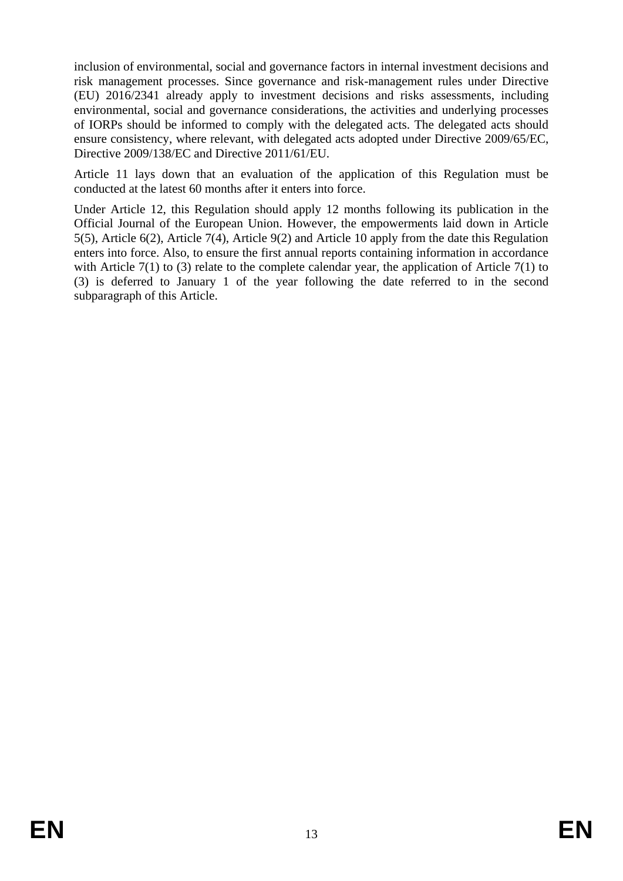inclusion of environmental, social and governance factors in internal investment decisions and risk management processes. Since governance and risk-management rules under Directive (EU) 2016/2341 already apply to investment decisions and risks assessments, including environmental, social and governance considerations, the activities and underlying processes of IORPs should be informed to comply with the delegated acts. The delegated acts should ensure consistency, where relevant, with delegated acts adopted under Directive 2009/65/EC, Directive 2009/138/EC and Directive 2011/61/EU.

Article 11 lays down that an evaluation of the application of this Regulation must be conducted at the latest 60 months after it enters into force.

Under Article 12, this Regulation should apply 12 months following its publication in the Official Journal of the European Union. However, the empowerments laid down in Article 5(5), Article 6(2), Article 7(4), Article 9(2) and Article 10 apply from the date this Regulation enters into force. Also, to ensure the first annual reports containing information in accordance with Article 7(1) to (3) relate to the complete calendar year, the application of Article 7(1) to (3) is deferred to January 1 of the year following the date referred to in the second subparagraph of this Article.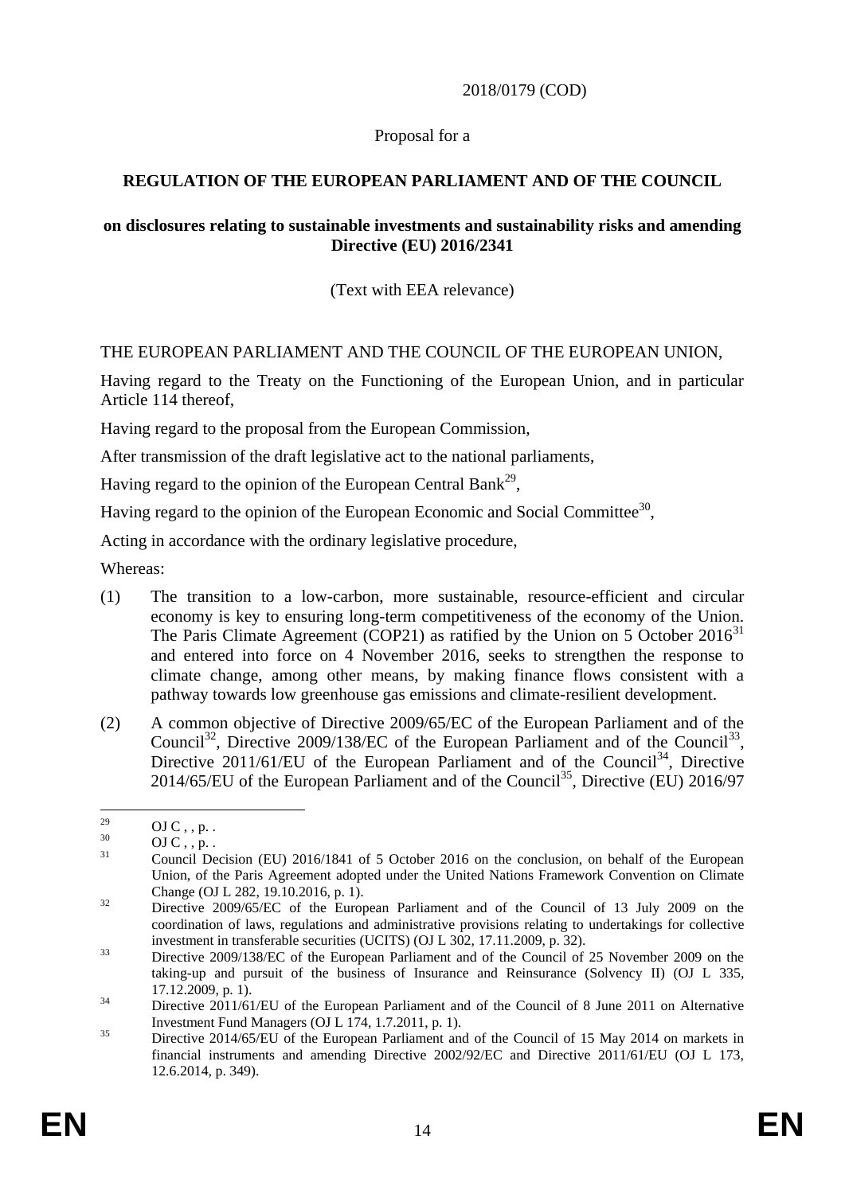2018/0179 (COD)

Proposal for a

**REGULATION OF THE EUROPEAN PARLIAMENT AND OF THE COUNCIL**

**on disclosures relating to sustainable investments and sustainability risks and amending Directive (EU) 2016/2341**

(Text with EEA relevance)

THE EUROPEAN PARLIAMENT AND THE COUNCIL OF THE EUROPEAN UNION,

Having regard to the Treaty on the Functioning of the European Union, and in particular Article 114 thereof,

Having regard to the proposal from the European Commission,

After transmission of the draft legislative act to the national parliaments,

Having regard to the opinion of the European Central Bank[29],

Having regard to the opinion of the European Economic and Social Committee[30],

Acting in accordance with the ordinary legislative procedure,

Whereas:

(1) The transition to a low-carbon, more sustainable, resource-efficient and circular economy is key to ensuring long-term competitiveness of the economy of the Union. The Paris Climate Agreement (COP21) as ratified by the Union on 5 October 2016[31] and entered into force on 4 November 2016, seeks to strengthen the response to climate change, among other means, by making finance flows consistent with a pathway towards low greenhouse gas emissions and climate-resilient development.

(2) A common objective of Directive 2009/65/EC of the European Parliament and of the Council[32], Directive 2009/138/EC of the European Parliament and of the Council[33], Directive 2011/61/EU of the European Parliament and of the Council[34], Directive 2014/65/EU of the European Parliament and of the Council[35], Directive (EU) 2016/97

---

[29] OJ C , , p. .

[30] OJ C , , p. .

[31] Council Decision (EU) 2016/1841 of 5 October 2016 on the conclusion, on behalf of the European Union, of the Paris Agreement adopted under the United Nations Framework Convention on Climate Change (OJ L 282, 19.10.2016, p. 1).

[32] Directive 2009/65/EC of the European Parliament and of the Council of 13 July 2009 on the coordination of laws, regulations and administrative provisions relating to undertakings for collective investment in transferable securities (UCITS) (OJ L 302, 17.11.2009, p. 32).

[33] Directive 2009/138/EC of the European Parliament and of the Council of 25 November 2009 on the taking-up and pursuit of the business of Insurance and Reinsurance (Solvency II) (OJ L 335, 17.12.2009, p. 1).

[34] Directive 2011/61/EU of the European Parliament and of the Council of 8 June 2011 on Alternative Investment Fund Managers (OJ L 174, 1.7.2011, p. 1).

[35] Directive 2014/65/EU of the European Parliament and of the Council of 15 May 2014 on markets in financial instruments and amending Directive 2002/92/EC and Directive 2011/61/EU (OJ L 173, 12.6.2014, p. 349).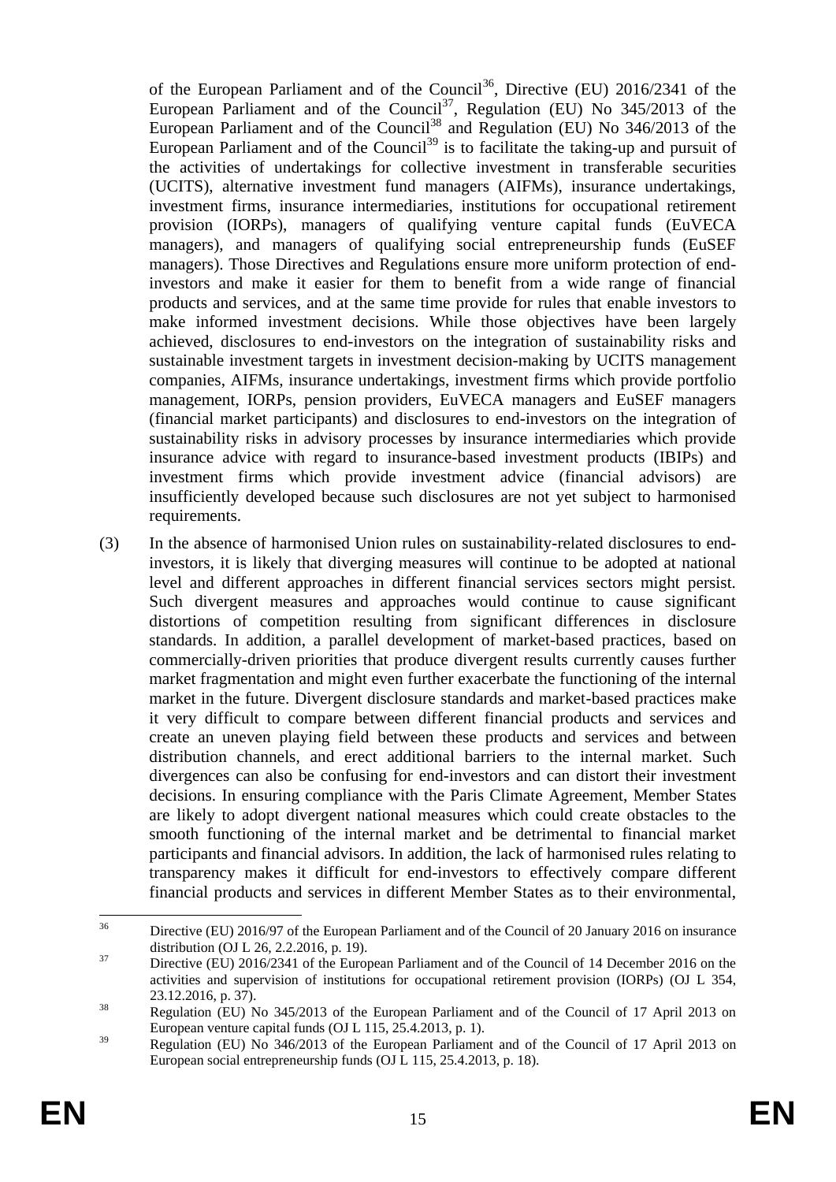of the European Parliament and of the Council[36], Directive (EU) 2016/2341 of the European Parliament and of the Council[37], Regulation (EU) No 345/2013 of the European Parliament and of the Council[38] and Regulation (EU) No 346/2013 of the European Parliament and of the Council[39] is to facilitate the taking-up and pursuit of the activities of undertakings for collective investment in transferable securities (UCITS), alternative investment fund managers (AIFMs), insurance undertakings, investment firms, insurance intermediaries, institutions for occupational retirement provision (IORPs), managers of qualifying venture capital funds (EuVECA managers), and managers of qualifying social entrepreneurship funds (EuSEF managers). Those Directives and Regulations ensure more uniform protection of end-investors and make it easier for them to benefit from a wide range of financial products and services, and at the same time provide for rules that enable investors to make informed investment decisions. While those objectives have been largely achieved, disclosures to end-investors on the integration of sustainability risks and sustainable investment targets in investment decision-making by UCITS management companies, AIFMs, insurance undertakings, investment firms which provide portfolio management, IORPs, pension providers, EuVECA managers and EuSEF managers (financial market participants) and disclosures to end-investors on the integration of sustainability risks in advisory processes by insurance intermediaries which provide insurance advice with regard to insurance-based investment products (IBIPs) and investment firms which provide investment advice (financial advisors) are insufficiently developed because such disclosures are not yet subject to harmonised requirements.

(3) In the absence of harmonised Union rules on sustainability-related disclosures to end-investors, it is likely that diverging measures will continue to be adopted at national level and different approaches in different financial services sectors might persist. Such divergent measures and approaches would continue to cause significant distortions of competition resulting from significant differences in disclosure standards. In addition, a parallel development of market-based practices, based on commercially-driven priorities that produce divergent results currently causes further market fragmentation and might even further exacerbate the functioning of the internal market in the future. Divergent disclosure standards and market-based practices make it very difficult to compare between different financial products and services and create an uneven playing field between these products and services and between distribution channels, and erect additional barriers to the internal market. Such divergences can also be confusing for end-investors and can distort their investment decisions. In ensuring compliance with the Paris Climate Agreement, Member States are likely to adopt divergent national measures which could create obstacles to the smooth functioning of the internal market and be detrimental to financial market participants and financial advisors. In addition, the lack of harmonised rules relating to transparency makes it difficult for end-investors to effectively compare different financial products and services in different Member States as to their environmental,

---

[36] Directive (EU) 2016/97 of the European Parliament and of the Council of 20 January 2016 on insurance distribution (OJ L 26, 2.2.2016, p. 19).

[37] Directive (EU) 2016/2341 of the European Parliament and of the Council of 14 December 2016 on the activities and supervision of institutions for occupational retirement provision (IORPs) (OJ L 354, 23.12.2016, p. 37).

[38] Regulation (EU) No 345/2013 of the European Parliament and of the Council of 17 April 2013 on European venture capital funds (OJ L 115, 25.4.2013, p. 1).

[39] Regulation (EU) No 346/2013 of the European Parliament and of the Council of 17 April 2013 on European social entrepreneurship funds (OJ L 115, 25.4.2013, p. 18).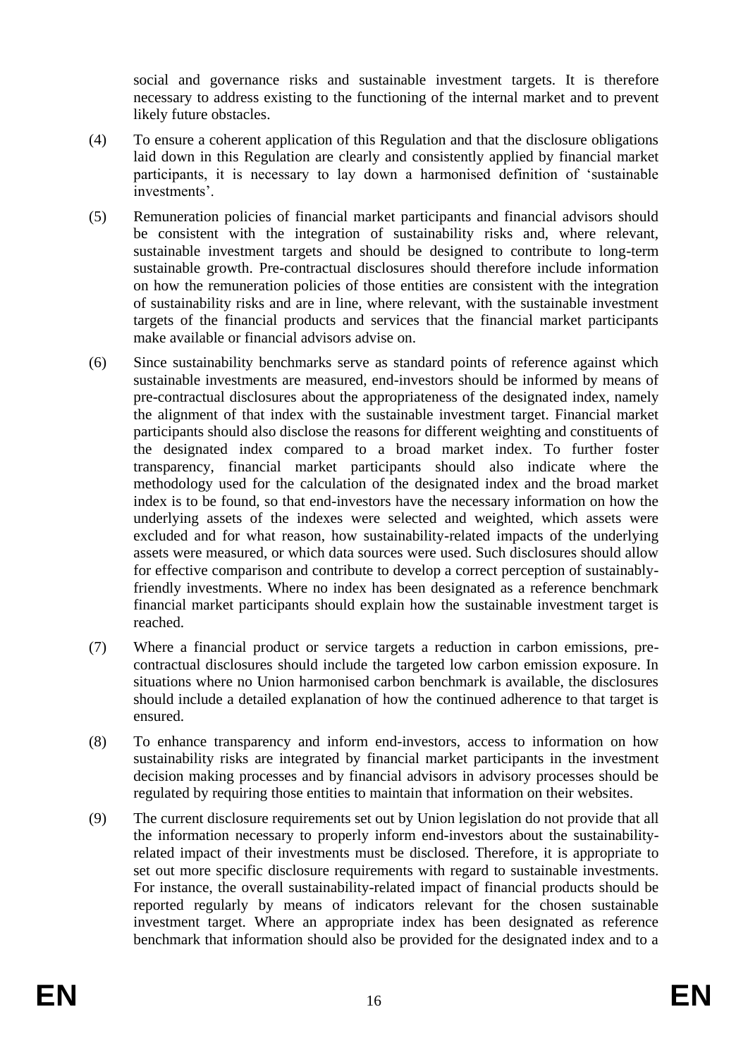social and governance risks and sustainable investment targets. It is therefore necessary to address existing to the functioning of the internal market and to prevent likely future obstacles.

(4) To ensure a coherent application of this Regulation and that the disclosure obligations laid down in this Regulation are clearly and consistently applied by financial market participants, it is necessary to lay down a harmonised definition of 'sustainable investments'.

(5) Remuneration policies of financial market participants and financial advisors should be consistent with the integration of sustainability risks and, where relevant, sustainable investment targets and should be designed to contribute to long-term sustainable growth. Pre-contractual disclosures should therefore include information on how the remuneration policies of those entities are consistent with the integration of sustainability risks and are in line, where relevant, with the sustainable investment targets of the financial products and services that the financial market participants make available or financial advisors advise on.

(6) Since sustainability benchmarks serve as standard points of reference against which sustainable investments are measured, end-investors should be informed by means of pre-contractual disclosures about the appropriateness of the designated index, namely the alignment of that index with the sustainable investment target. Financial market participants should also disclose the reasons for different weighting and constituents of the designated index compared to a broad market index. To further foster transparency, financial market participants should also indicate where the methodology used for the calculation of the designated index and the broad market index is to be found, so that end-investors have the necessary information on how the underlying assets of the indexes were selected and weighted, which assets were excluded and for what reason, how sustainability-related impacts of the underlying assets were measured, or which data sources were used. Such disclosures should allow for effective comparison and contribute to develop a correct perception of sustainably-friendly investments. Where no index has been designated as a reference benchmark financial market participants should explain how the sustainable investment target is reached.

(7) Where a financial product or service targets a reduction in carbon emissions, pre-contractual disclosures should include the targeted low carbon emission exposure. In situations where no Union harmonised carbon benchmark is available, the disclosures should include a detailed explanation of how the continued adherence to that target is ensured.

(8) To enhance transparency and inform end-investors, access to information on how sustainability risks are integrated by financial market participants in the investment decision making processes and by financial advisors in advisory processes should be regulated by requiring those entities to maintain that information on their websites.

(9) The current disclosure requirements set out by Union legislation do not provide that all the information necessary to properly inform end-investors about the sustainability-related impact of their investments must be disclosed. Therefore, it is appropriate to set out more specific disclosure requirements with regard to sustainable investments. For instance, the overall sustainability-related impact of financial products should be reported regularly by means of indicators relevant for the chosen sustainable investment target. Where an appropriate index has been designated as reference benchmark that information should also be provided for the designated index and to a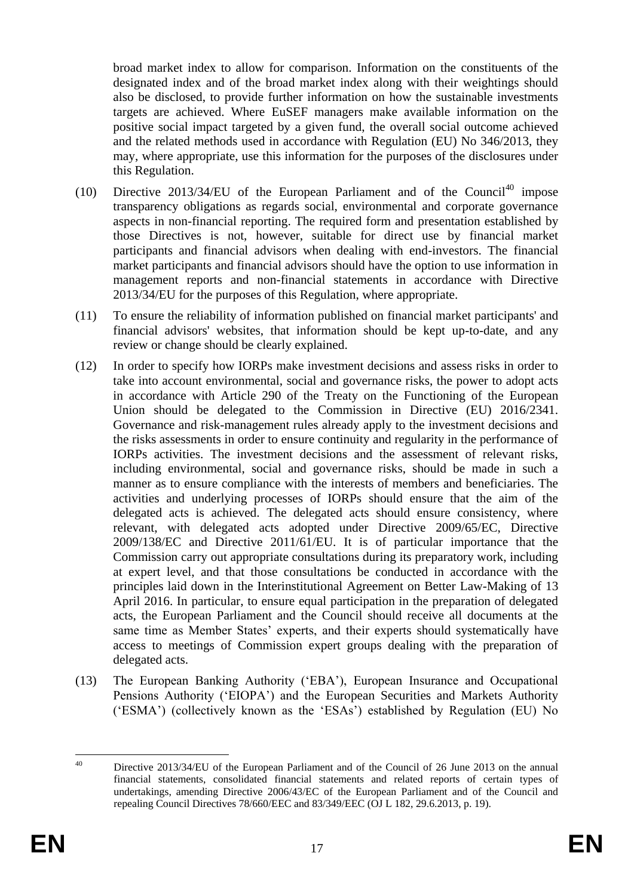broad market index to allow for comparison. Information on the constituents of the designated index and of the broad market index along with their weightings should also be disclosed, to provide further information on how the sustainable investments targets are achieved. Where EuSEF managers make available information on the positive social impact targeted by a given fund, the overall social outcome achieved and the related methods used in accordance with Regulation (EU) No 346/2013, they may, where appropriate, use this information for the purposes of the disclosures under this Regulation.

(10) Directive 2013/34/EU of the European Parliament and of the Council[40] impose transparency obligations as regards social, environmental and corporate governance aspects in non-financial reporting. The required form and presentation established by those Directives is not, however, suitable for direct use by financial market participants and financial advisors when dealing with end-investors. The financial market participants and financial advisors should have the option to use information in management reports and non-financial statements in accordance with Directive 2013/34/EU for the purposes of this Regulation, where appropriate.

(11) To ensure the reliability of information published on financial market participants' and financial advisors' websites, that information should be kept up-to-date, and any review or change should be clearly explained.

(12) In order to specify how IORPs make investment decisions and assess risks in order to take into account environmental, social and governance risks, the power to adopt acts in accordance with Article 290 of the Treaty on the Functioning of the European Union should be delegated to the Commission in Directive (EU) 2016/2341. Governance and risk-management rules already apply to the investment decisions and the risks assessments in order to ensure continuity and regularity in the performance of IORPs activities. The investment decisions and the assessment of relevant risks, including environmental, social and governance risks, should be made in such a manner as to ensure compliance with the interests of members and beneficiaries. The activities and underlying processes of IORPs should ensure that the aim of the delegated acts is achieved. The delegated acts should ensure consistency, where relevant, with delegated acts adopted under Directive 2009/65/EC, Directive 2009/138/EC and Directive 2011/61/EU. It is of particular importance that the Commission carry out appropriate consultations during its preparatory work, including at expert level, and that those consultations be conducted in accordance with the principles laid down in the Interinstitutional Agreement on Better Law-Making of 13 April 2016. In particular, to ensure equal participation in the preparation of delegated acts, the European Parliament and the Council should receive all documents at the same time as Member States' experts, and their experts should systematically have access to meetings of Commission expert groups dealing with the preparation of delegated acts.

(13) The European Banking Authority ('EBA'), European Insurance and Occupational Pensions Authority ('EIOPA') and the European Securities and Markets Authority ('ESMA') (collectively known as the 'ESAs') established by Regulation (EU) No

---

[40] Directive 2013/34/EU of the European Parliament and of the Council of 26 June 2013 on the annual financial statements, consolidated financial statements and related reports of certain types of undertakings, amending Directive 2006/43/EC of the European Parliament and of the Council and repealing Council Directives 78/660/EEC and 83/349/EEC (OJ L 182, 29.6.2013, p. 19).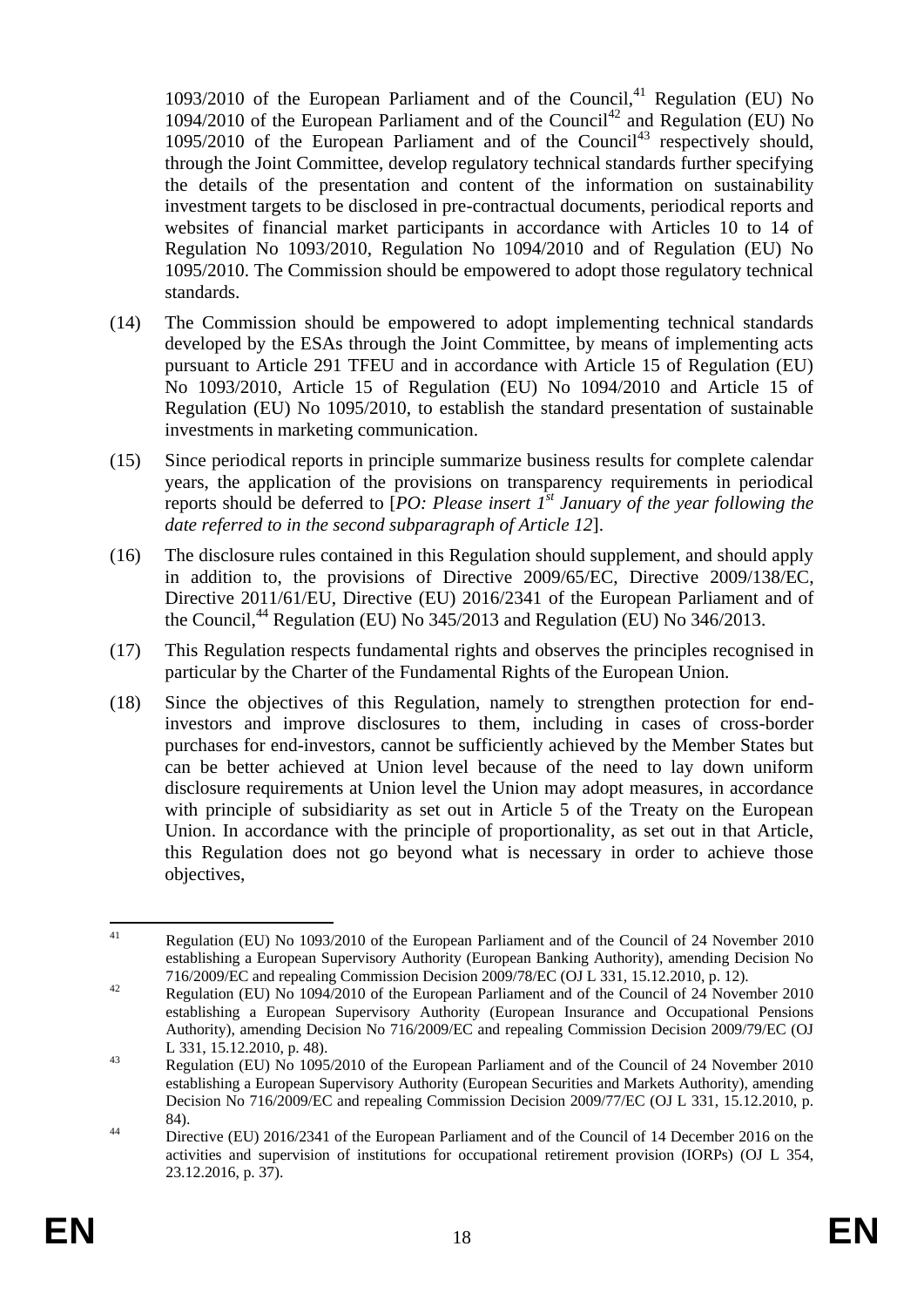1093/2010 of the European Parliament and of the Council,[41] Regulation (EU) No 1094/2010 of the European Parliament and of the Council[42] and Regulation (EU) No 1095/2010 of the European Parliament and of the Council[43] respectively should, through the Joint Committee, develop regulatory technical standards further specifying the details of the presentation and content of the information on sustainability investment targets to be disclosed in pre-contractual documents, periodical reports and websites of financial market participants in accordance with Articles 10 to 14 of Regulation No 1093/2010, Regulation No 1094/2010 and of Regulation (EU) No 1095/2010. The Commission should be empowered to adopt those regulatory technical standards.

(14) The Commission should be empowered to adopt implementing technical standards developed by the ESAs through the Joint Committee, by means of implementing acts pursuant to Article 291 TFEU and in accordance with Article 15 of Regulation (EU) No 1093/2010, Article 15 of Regulation (EU) No 1094/2010 and Article 15 of Regulation (EU) No 1095/2010, to establish the standard presentation of sustainable investments in marketing communication.

(15) Since periodical reports in principle summarize business results for complete calendar years, the application of the provisions on transparency requirements in periodical reports should be deferred to [*PO: Please insert 1st January of the year following the date referred to in the second subparagraph of Article 12*].

(16) The disclosure rules contained in this Regulation should supplement, and should apply in addition to, the provisions of Directive 2009/65/EC, Directive 2009/138/EC, Directive 2011/61/EU, Directive (EU) 2016/2341 of the European Parliament and of the Council,[44] Regulation (EU) No 345/2013 and Regulation (EU) No 346/2013.

(17) This Regulation respects fundamental rights and observes the principles recognised in particular by the Charter of the Fundamental Rights of the European Union.

(18) Since the objectives of this Regulation, namely to strengthen protection for end-investors and improve disclosures to them, including in cases of cross-border purchases for end-investors, cannot be sufficiently achieved by the Member States but can be better achieved at Union level because of the need to lay down uniform disclosure requirements at Union level the Union may adopt measures, in accordance with principle of subsidiarity as set out in Article 5 of the Treaty on the European Union. In accordance with the principle of proportionality, as set out in that Article, this Regulation does not go beyond what is necessary in order to achieve those objectives,

---

[41] Regulation (EU) No 1093/2010 of the European Parliament and of the Council of 24 November 2010 establishing a European Supervisory Authority (European Banking Authority), amending Decision No 716/2009/EC and repealing Commission Decision 2009/78/EC (OJ L 331, 15.12.2010, p. 12).

[42] Regulation (EU) No 1094/2010 of the European Parliament and of the Council of 24 November 2010 establishing a European Supervisory Authority (European Insurance and Occupational Pensions Authority), amending Decision No 716/2009/EC and repealing Commission Decision 2009/79/EC (OJ L 331, 15.12.2010, p. 48).

[43] Regulation (EU) No 1095/2010 of the European Parliament and of the Council of 24 November 2010 establishing a European Supervisory Authority (European Securities and Markets Authority), amending Decision No 716/2009/EC and repealing Commission Decision 2009/77/EC (OJ L 331, 15.12.2010, p. 84).

[44] Directive (EU) 2016/2341 of the European Parliament and of the Council of 14 December 2016 on the activities and supervision of institutions for occupational retirement provision (IORPs) (OJ L 354, 23.12.2016, p. 37).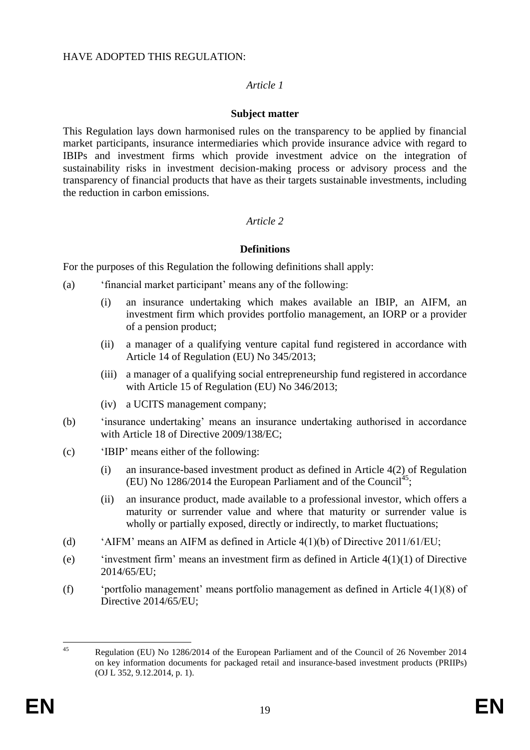HAVE ADOPTED THIS REGULATION:

*Article 1*

**Subject matter**

This Regulation lays down harmonised rules on the transparency to be applied by financial market participants, insurance intermediaries which provide insurance advice with regard to IBIPs and investment firms which provide investment advice on the integration of sustainability risks in investment decision-making process or advisory process and the transparency of financial products that have as their targets sustainable investments, including the reduction in carbon emissions.

*Article 2*

**Definitions**

For the purposes of this Regulation the following definitions shall apply:

(a) 'financial market participant' means any of the following:

(i) an insurance undertaking which makes available an IBIP, an AIFM, an investment firm which provides portfolio management, an IORP or a provider of a pension product;

(ii) a manager of a qualifying venture capital fund registered in accordance with Article 14 of Regulation (EU) No 345/2013;

(iii) a manager of a qualifying social entrepreneurship fund registered in accordance with Article 15 of Regulation (EU) No 346/2013;

(iv) a UCITS management company;

(b) 'insurance undertaking' means an insurance undertaking authorised in accordance with Article 18 of Directive 2009/138/EC;

(c) 'IBIP' means either of the following:

(i) an insurance-based investment product as defined in Article 4(2) of Regulation (EU) No 1286/2014 the European Parliament and of the Council[45];

(ii) an insurance product, made available to a professional investor, which offers a maturity or surrender value and where that maturity or surrender value is wholly or partially exposed, directly or indirectly, to market fluctuations;

(d) 'AIFM' means an AIFM as defined in Article 4(1)(b) of Directive 2011/61/EU;

(e) 'investment firm' means an investment firm as defined in Article 4(1)(1) of Directive 2014/65/EU;

(f) 'portfolio management' means portfolio management as defined in Article 4(1)(8) of Directive 2014/65/EU;

---

[45] Regulation (EU) No 1286/2014 of the European Parliament and of the Council of 26 November 2014 on key information documents for packaged retail and insurance-based investment products (PRIIPs) (OJ L 352, 9.12.2014, p. 1).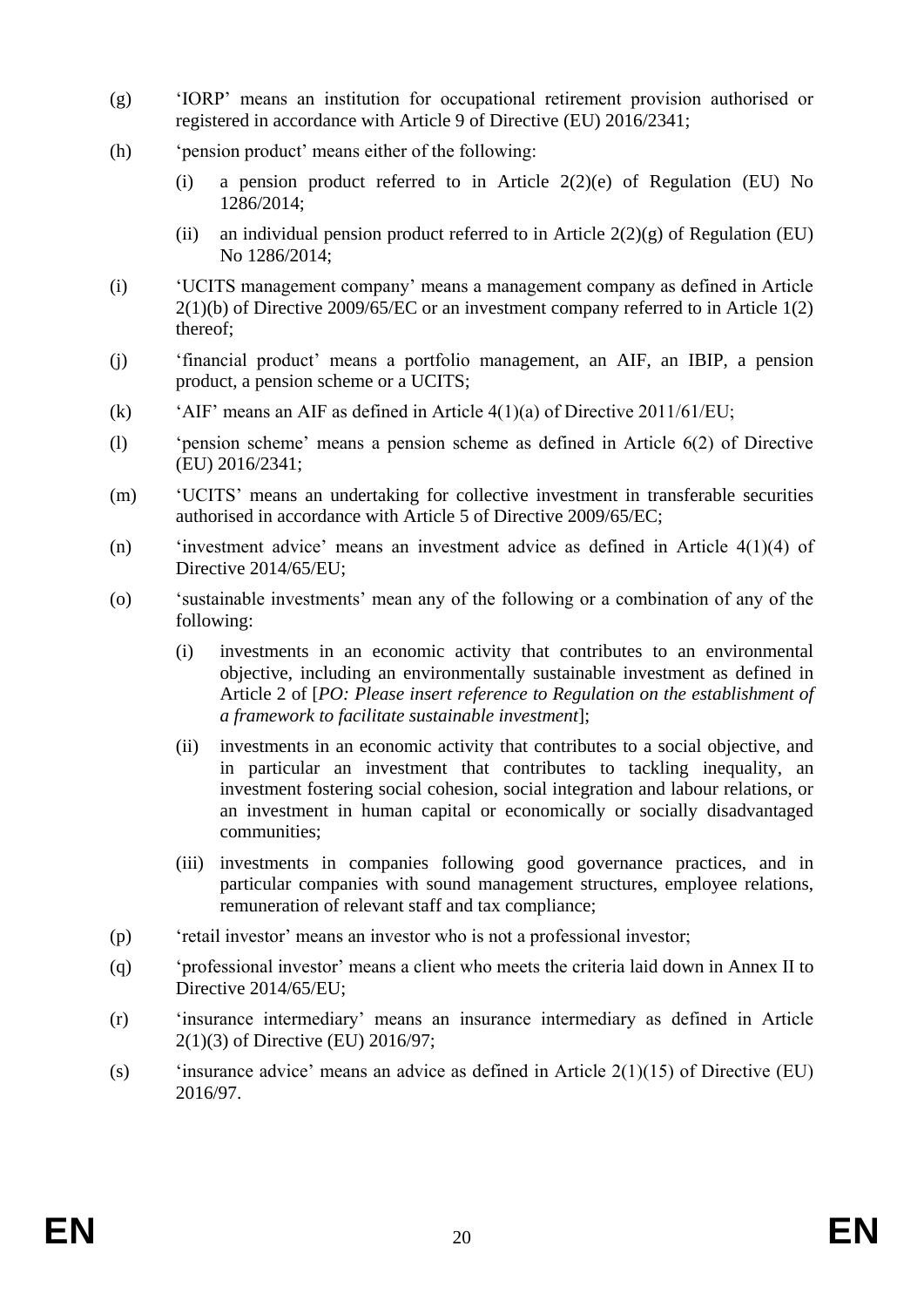(g) 'IORP' means an institution for occupational retirement provision authorised or registered in accordance with Article 9 of Directive (EU) 2016/2341;

(h) 'pension product' means either of the following:

  (i) a pension product referred to in Article 2(2)(e) of Regulation (EU) No 1286/2014;

  (ii) an individual pension product referred to in Article 2(2)(g) of Regulation (EU) No 1286/2014;

(i) 'UCITS management company' means a management company as defined in Article 2(1)(b) of Directive 2009/65/EC or an investment company referred to in Article 1(2) thereof;

(j) 'financial product' means a portfolio management, an AIF, an IBIP, a pension product, a pension scheme or a UCITS;

(k) 'AIF' means an AIF as defined in Article 4(1)(a) of Directive 2011/61/EU;

(l) 'pension scheme' means a pension scheme as defined in Article 6(2) of Directive (EU) 2016/2341;

(m) 'UCITS' means an undertaking for collective investment in transferable securities authorised in accordance with Article 5 of Directive 2009/65/EC;

(n) 'investment advice' means an investment advice as defined in Article 4(1)(4) of Directive 2014/65/EU;

(o) 'sustainable investments' mean any of the following or a combination of any of the following:

  (i) investments in an economic activity that contributes to an environmental objective, including an environmentally sustainable investment as defined in Article 2 of [*PO: Please insert reference to Regulation on the establishment of a framework to facilitate sustainable investment*];

  (ii) investments in an economic activity that contributes to a social objective, and in particular an investment that contributes to tackling inequality, an investment fostering social cohesion, social integration and labour relations, or an investment in human capital or economically or socially disadvantaged communities;

  (iii) investments in companies following good governance practices, and in particular companies with sound management structures, employee relations, remuneration of relevant staff and tax compliance;

(p) 'retail investor' means an investor who is not a professional investor;

(q) 'professional investor' means a client who meets the criteria laid down in Annex II to Directive 2014/65/EU;

(r) 'insurance intermediary' means an insurance intermediary as defined in Article 2(1)(3) of Directive (EU) 2016/97;

(s) 'insurance advice' means an advice as defined in Article 2(1)(15) of Directive (EU) 2016/97.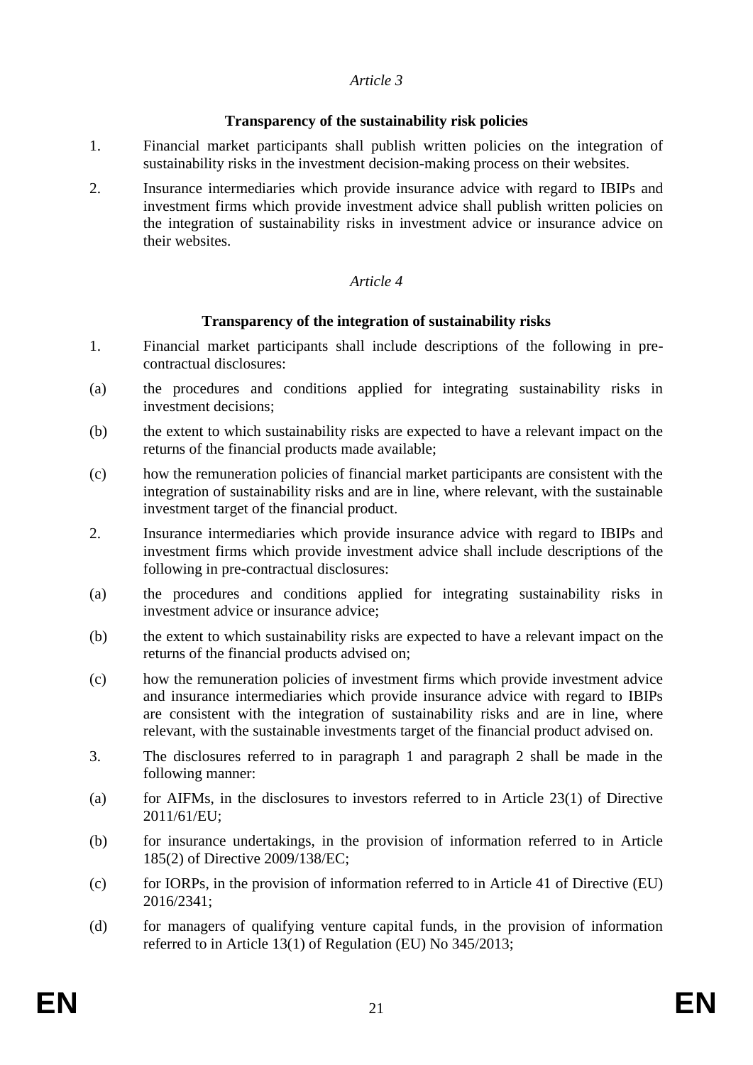*Article 3*

**Transparency of the sustainability risk policies**

1. Financial market participants shall publish written policies on the integration of sustainability risks in the investment decision-making process on their websites.

2. Insurance intermediaries which provide insurance advice with regard to IBIPs and investment firms which provide investment advice shall publish written policies on the integration of sustainability risks in investment advice or insurance advice on their websites.

*Article 4*

**Transparency of the integration of sustainability risks**

1. Financial market participants shall include descriptions of the following in pre-contractual disclosures:

(a) the procedures and conditions applied for integrating sustainability risks in investment decisions;

(b) the extent to which sustainability risks are expected to have a relevant impact on the returns of the financial products made available;

(c) how the remuneration policies of financial market participants are consistent with the integration of sustainability risks and are in line, where relevant, with the sustainable investment target of the financial product.

2. Insurance intermediaries which provide insurance advice with regard to IBIPs and investment firms which provide investment advice shall include descriptions of the following in pre-contractual disclosures:

(a) the procedures and conditions applied for integrating sustainability risks in investment advice or insurance advice;

(b) the extent to which sustainability risks are expected to have a relevant impact on the returns of the financial products advised on;

(c) how the remuneration policies of investment firms which provide investment advice and insurance intermediaries which provide insurance advice with regard to IBIPs are consistent with the integration of sustainability risks and are in line, where relevant, with the sustainable investments target of the financial product advised on.

3. The disclosures referred to in paragraph 1 and paragraph 2 shall be made in the following manner:

(a) for AIFMs, in the disclosures to investors referred to in Article 23(1) of Directive 2011/61/EU;

(b) for insurance undertakings, in the provision of information referred to in Article 185(2) of Directive 2009/138/EC;

(c) for IORPs, in the provision of information referred to in Article 41 of Directive (EU) 2016/2341;

(d) for managers of qualifying venture capital funds, in the provision of information referred to in Article 13(1) of Regulation (EU) No 345/2013;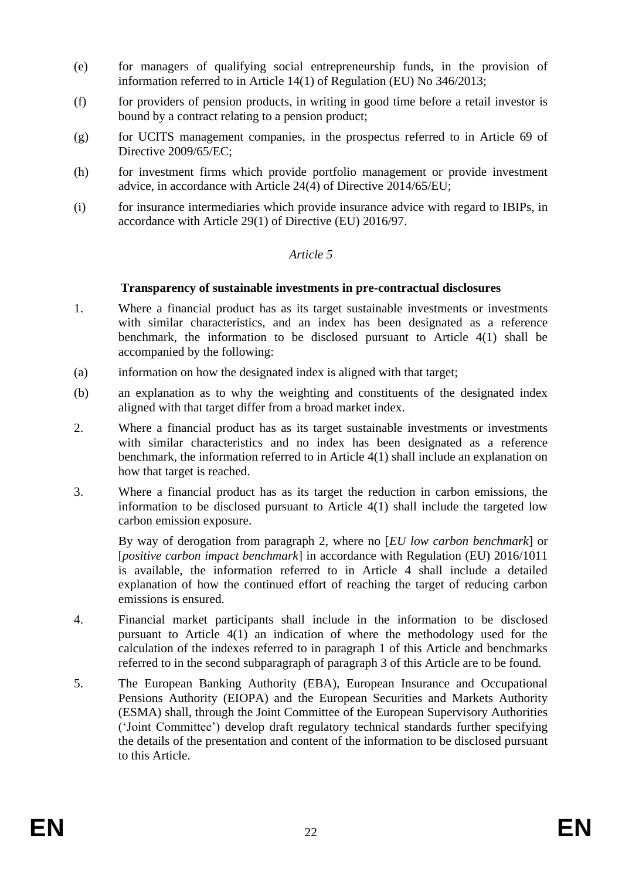(e) for managers of qualifying social entrepreneurship funds, in the provision of information referred to in Article 14(1) of Regulation (EU) No 346/2013;

(f) for providers of pension products, in writing in good time before a retail investor is bound by a contract relating to a pension product;

(g) for UCITS management companies, in the prospectus referred to in Article 69 of Directive 2009/65/EC;

(h) for investment firms which provide portfolio management or provide investment advice, in accordance with Article 24(4) of Directive 2014/65/EU;

(i) for insurance intermediaries which provide insurance advice with regard to IBIPs, in accordance with Article 29(1) of Directive (EU) 2016/97.

*Article 5*

**Transparency of sustainable investments in pre-contractual disclosures**

1. Where a financial product has as its target sustainable investments or investments with similar characteristics, and an index has been designated as a reference benchmark, the information to be disclosed pursuant to Article 4(1) shall be accompanied by the following:

(a) information on how the designated index is aligned with that target;

(b) an explanation as to why the weighting and constituents of the designated index aligned with that target differ from a broad market index.

2. Where a financial product has as its target sustainable investments or investments with similar characteristics and no index has been designated as a reference benchmark, the information referred to in Article 4(1) shall include an explanation on how that target is reached.

3. Where a financial product has as its target the reduction in carbon emissions, the information to be disclosed pursuant to Article 4(1) shall include the targeted low carbon emission exposure.

   By way of derogation from paragraph 2, where no [*EU low carbon benchmark*] or [*positive carbon impact benchmark*] in accordance with Regulation (EU) 2016/1011 is available, the information referred to in Article 4 shall include a detailed explanation of how the continued effort of reaching the target of reducing carbon emissions is ensured.

4. Financial market participants shall include in the information to be disclosed pursuant to Article 4(1) an indication of where the methodology used for the calculation of the indexes referred to in paragraph 1 of this Article and benchmarks referred to in the second subparagraph of paragraph 3 of this Article are to be found.

5. The European Banking Authority (EBA), European Insurance and Occupational Pensions Authority (EIOPA) and the European Securities and Markets Authority (ESMA) shall, through the Joint Committee of the European Supervisory Authorities ('Joint Committee') develop draft regulatory technical standards further specifying the details of the presentation and content of the information to be disclosed pursuant to this Article.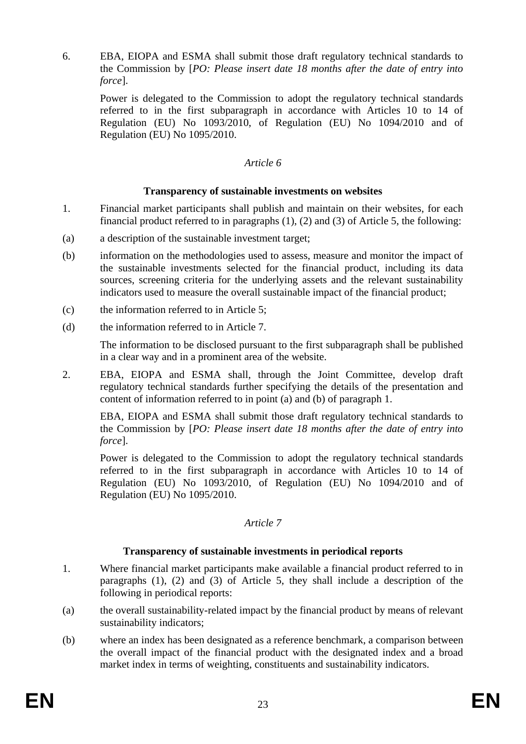6. EBA, EIOPA and ESMA shall submit those draft regulatory technical standards to the Commission by [*PO: Please insert date 18 months after the date of entry into force*].

   Power is delegated to the Commission to adopt the regulatory technical standards referred to in the first subparagraph in accordance with Articles 10 to 14 of Regulation (EU) No 1093/2010, of Regulation (EU) No 1094/2010 and of Regulation (EU) No 1095/2010.

*Article 6*

**Transparency of sustainable investments on websites**

1. Financial market participants shall publish and maintain on their websites, for each financial product referred to in paragraphs (1), (2) and (3) of Article 5, the following:

(a) a description of the sustainable investment target;

(b) information on the methodologies used to assess, measure and monitor the impact of the sustainable investments selected for the financial product, including its data sources, screening criteria for the underlying assets and the relevant sustainability indicators used to measure the overall sustainable impact of the financial product;

(c) the information referred to in Article 5;

(d) the information referred to in Article 7.

   The information to be disclosed pursuant to the first subparagraph shall be published in a clear way and in a prominent area of the website.

2. EBA, EIOPA and ESMA shall, through the Joint Committee, develop draft regulatory technical standards further specifying the details of the presentation and content of information referred to in point (a) and (b) of paragraph 1.

   EBA, EIOPA and ESMA shall submit those draft regulatory technical standards to the Commission by [*PO: Please insert date 18 months after the date of entry into force*].

   Power is delegated to the Commission to adopt the regulatory technical standards referred to in the first subparagraph in accordance with Articles 10 to 14 of Regulation (EU) No 1093/2010, of Regulation (EU) No 1094/2010 and of Regulation (EU) No 1095/2010.

*Article 7*

**Transparency of sustainable investments in periodical reports**

1. Where financial market participants make available a financial product referred to in paragraphs (1), (2) and (3) of Article 5, they shall include a description of the following in periodical reports:

(a) the overall sustainability-related impact by the financial product by means of relevant sustainability indicators;

(b) where an index has been designated as a reference benchmark, a comparison between the overall impact of the financial product with the designated index and a broad market index in terms of weighting, constituents and sustainability indicators.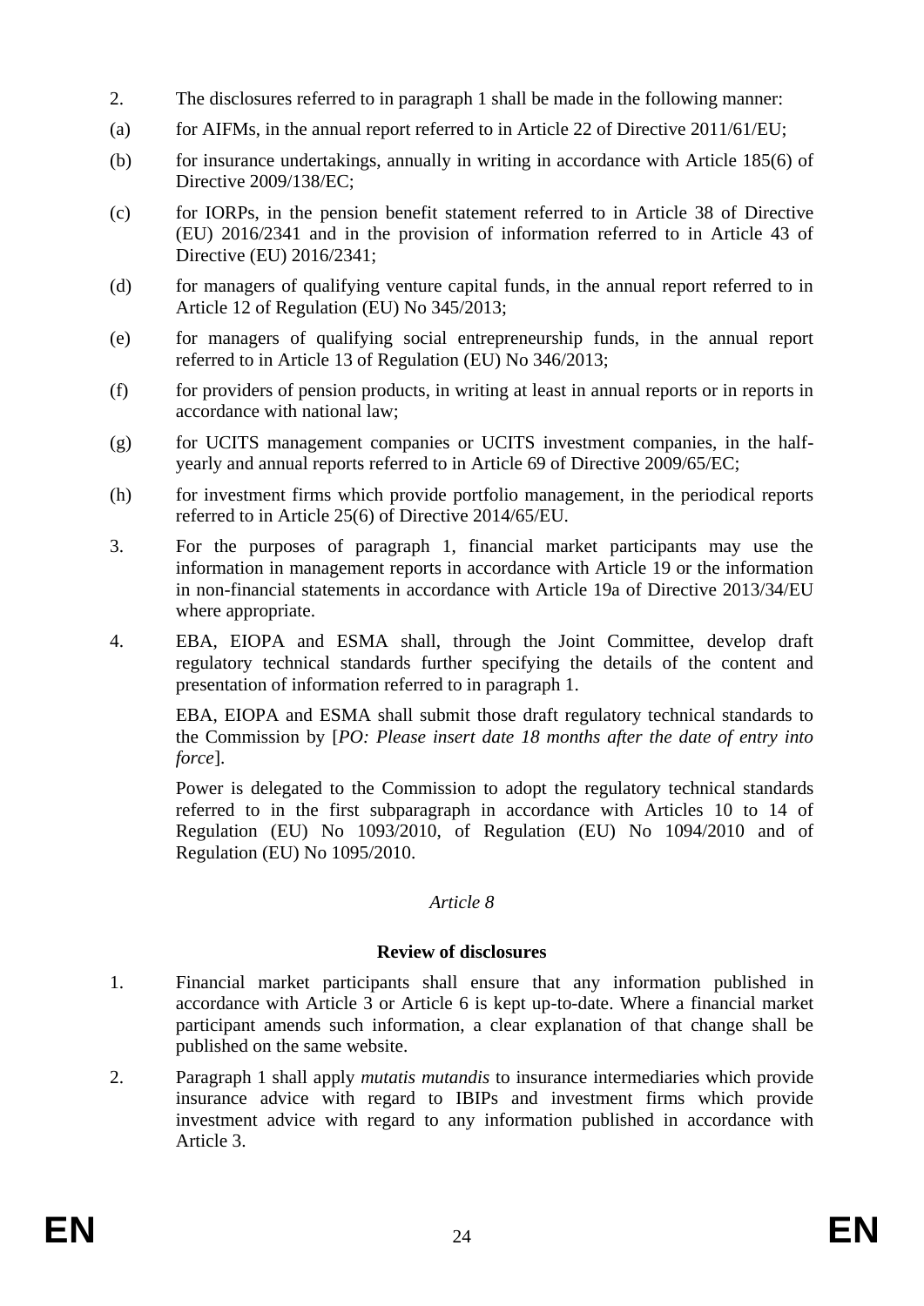2. The disclosures referred to in paragraph 1 shall be made in the following manner:

(a) for AIFMs, in the annual report referred to in Article 22 of Directive 2011/61/EU;

(b) for insurance undertakings, annually in writing in accordance with Article 185(6) of Directive 2009/138/EC;

(c) for IORPs, in the pension benefit statement referred to in Article 38 of Directive (EU) 2016/2341 and in the provision of information referred to in Article 43 of Directive (EU) 2016/2341;

(d) for managers of qualifying venture capital funds, in the annual report referred to in Article 12 of Regulation (EU) No 345/2013;

(e) for managers of qualifying social entrepreneurship funds, in the annual report referred to in Article 13 of Regulation (EU) No 346/2013;

(f) for providers of pension products, in writing at least in annual reports or in reports in accordance with national law;

(g) for UCITS management companies or UCITS investment companies, in the half-yearly and annual reports referred to in Article 69 of Directive 2009/65/EC;

(h) for investment firms which provide portfolio management, in the periodical reports referred to in Article 25(6) of Directive 2014/65/EU.

3. For the purposes of paragraph 1, financial market participants may use the information in management reports in accordance with Article 19 or the information in non-financial statements in accordance with Article 19a of Directive 2013/34/EU where appropriate.

4. EBA, EIOPA and ESMA shall, through the Joint Committee, develop draft regulatory technical standards further specifying the details of the content and presentation of information referred to in paragraph 1.

EBA, EIOPA and ESMA shall submit those draft regulatory technical standards to the Commission by [*PO: Please insert date 18 months after the date of entry into force*].

Power is delegated to the Commission to adopt the regulatory technical standards referred to in the first subparagraph in accordance with Articles 10 to 14 of Regulation (EU) No 1093/2010, of Regulation (EU) No 1094/2010 and of Regulation (EU) No 1095/2010.

*Article 8*

**Review of disclosures**

1. Financial market participants shall ensure that any information published in accordance with Article 3 or Article 6 is kept up-to-date. Where a financial market participant amends such information, a clear explanation of that change shall be published on the same website.

2. Paragraph 1 shall apply *mutatis mutandis* to insurance intermediaries which provide insurance advice with regard to IBIPs and investment firms which provide investment advice with regard to any information published in accordance with Article 3.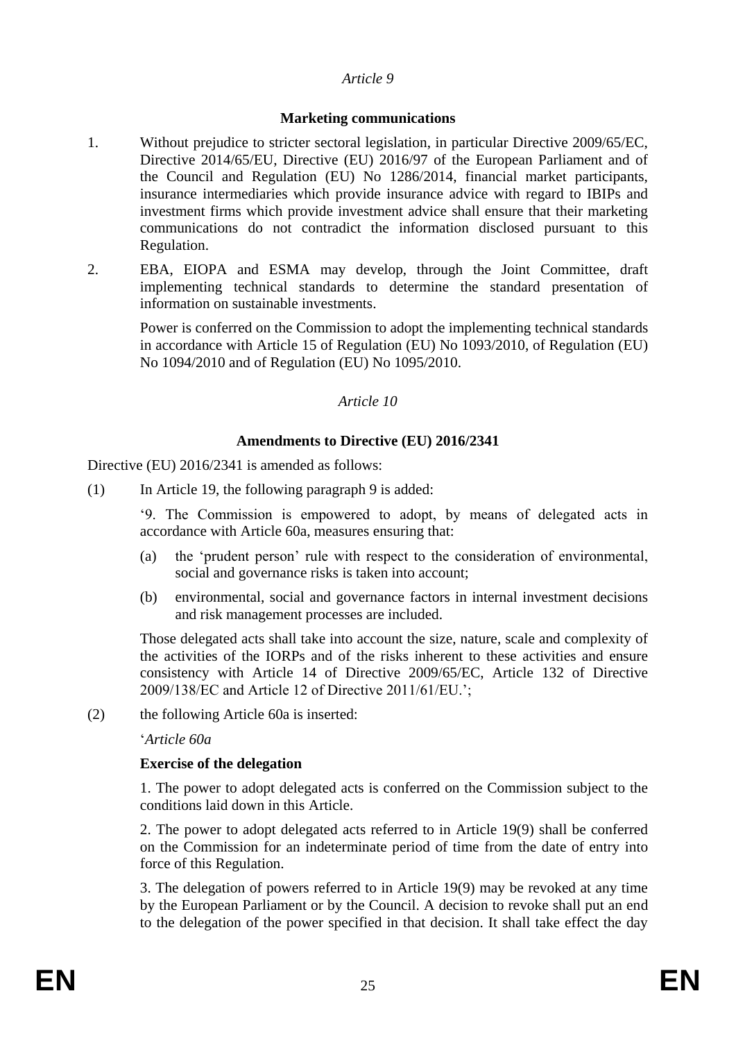*Article 9*

**Marketing communications**

1. Without prejudice to stricter sectoral legislation, in particular Directive 2009/65/EC, Directive 2014/65/EU, Directive (EU) 2016/97 of the European Parliament and of the Council and Regulation (EU) No 1286/2014, financial market participants, insurance intermediaries which provide insurance advice with regard to IBIPs and investment firms which provide investment advice shall ensure that their marketing communications do not contradict the information disclosed pursuant to this Regulation.

2. EBA, EIOPA and ESMA may develop, through the Joint Committee, draft implementing technical standards to determine the standard presentation of information on sustainable investments.

   Power is conferred on the Commission to adopt the implementing technical standards in accordance with Article 15 of Regulation (EU) No 1093/2010, of Regulation (EU) No 1094/2010 and of Regulation (EU) No 1095/2010.

*Article 10*

**Amendments to Directive (EU) 2016/2341**

Directive (EU) 2016/2341 is amended as follows:

(1) In Article 19, the following paragraph 9 is added:

'9. The Commission is empowered to adopt, by means of delegated acts in accordance with Article 60a, measures ensuring that:

(a) the 'prudent person' rule with respect to the consideration of environmental, social and governance risks is taken into account;

(b) environmental, social and governance factors in internal investment decisions and risk management processes are included.

Those delegated acts shall take into account the size, nature, scale and complexity of the activities of the IORPs and of the risks inherent to these activities and ensure consistency with Article 14 of Directive 2009/65/EC, Article 132 of Directive 2009/138/EC and Article 12 of Directive 2011/61/EU.';

(2) the following Article 60a is inserted:

'*Article 60a*

**Exercise of the delegation**

1. The power to adopt delegated acts is conferred on the Commission subject to the conditions laid down in this Article.

2. The power to adopt delegated acts referred to in Article 19(9) shall be conferred on the Commission for an indeterminate period of time from the date of entry into force of this Regulation.

3. The delegation of powers referred to in Article 19(9) may be revoked at any time by the European Parliament or by the Council. A decision to revoke shall put an end to the delegation of the power specified in that decision. It shall take effect the day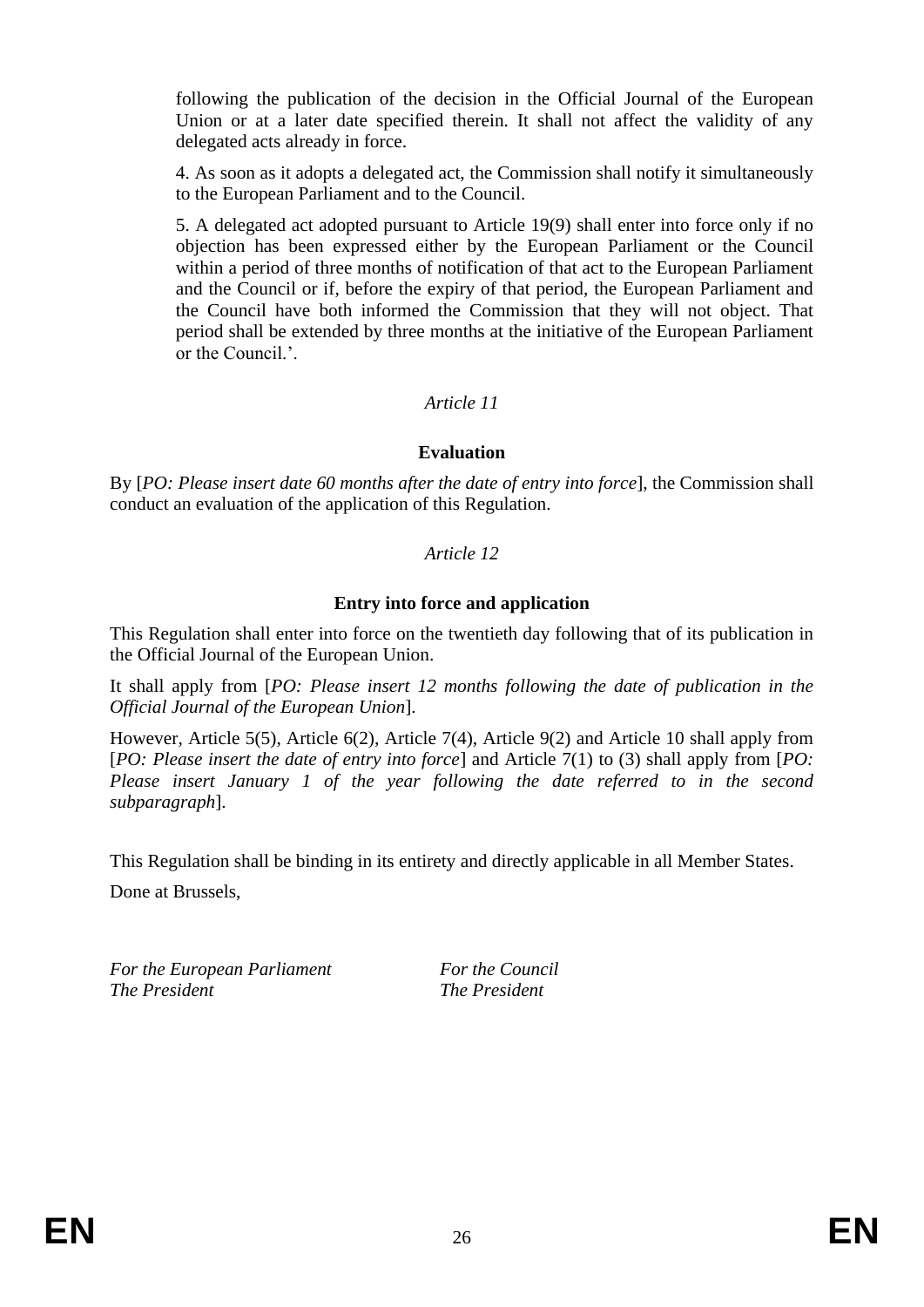following the publication of the decision in the Official Journal of the European Union or at a later date specified therein. It shall not affect the validity of any delegated acts already in force.

4. As soon as it adopts a delegated act, the Commission shall notify it simultaneously to the European Parliament and to the Council.

5. A delegated act adopted pursuant to Article 19(9) shall enter into force only if no objection has been expressed either by the European Parliament or the Council within a period of three months of notification of that act to the European Parliament and the Council or if, before the expiry of that period, the European Parliament and the Council have both informed the Commission that they will not object. That period shall be extended by three months at the initiative of the European Parliament or the Council.'.

*Article 11*

**Evaluation**

By [*PO: Please insert date 60 months after the date of entry into force*], the Commission shall conduct an evaluation of the application of this Regulation.

*Article 12*

**Entry into force and application**

This Regulation shall enter into force on the twentieth day following that of its publication in the Official Journal of the European Union.

It shall apply from [*PO: Please insert 12 months following the date of publication in the Official Journal of the European Union*].

However, Article 5(5), Article 6(2), Article 7(4), Article 9(2) and Article 10 shall apply from [*PO: Please insert the date of entry into force*] and Article 7(1) to (3) shall apply from [*PO: Please insert January 1 of the year following the date referred to in the second subparagraph*].

This Regulation shall be binding in its entirety and directly applicable in all Member States.

Done at Brussels,

*For the European Parliament*
*The President*

*For the Council*
*The President*